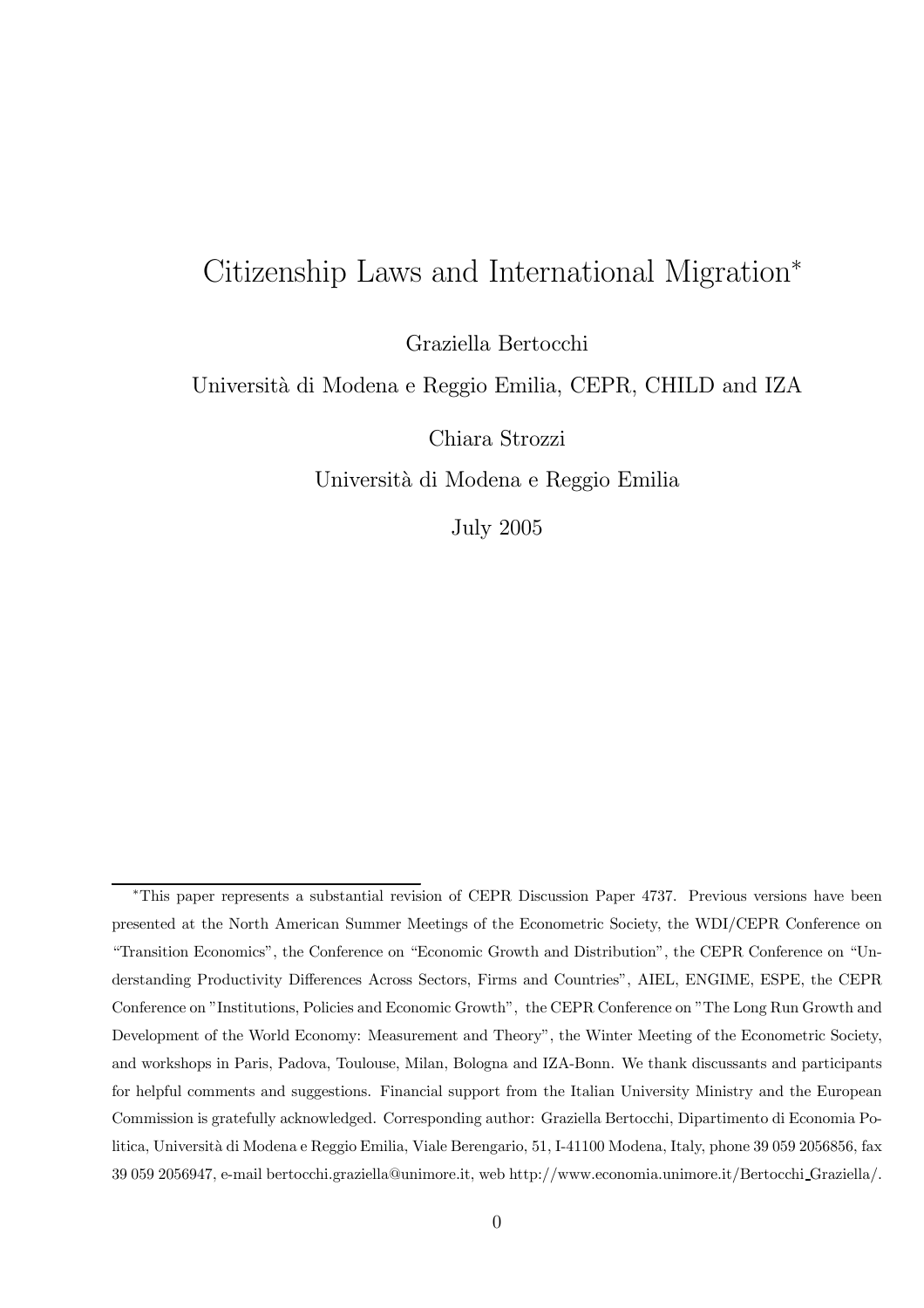# Citizenship Laws and International Migration[*]

Graziella Bertocchi

Università di Modena e Reggio Emilia, CEPR, CHILD and IZA

Chiara Strozzi

Università di Modena e Reggio Emilia

July 2005

---

[*]This paper represents a substantial revision of CEPR Discussion Paper 4737. Previous versions have been presented at the North American Summer Meetings of the Econometric Society, the WDI/CEPR Conference on "Transition Economics", the Conference on "Economic Growth and Distribution", the CEPR Conference on "Understanding Productivity Differences Across Sectors, Firms and Countries", AIEL, ENGIME, ESPE, the CEPR Conference on "Institutions, Policies and Economic Growth", the CEPR Conference on "The Long Run Growth and Development of the World Economy: Measurement and Theory", the Winter Meeting of the Econometric Society, and workshops in Paris, Padova, Toulouse, Milan, Bologna and IZA-Bonn. We thank discussants and participants for helpful comments and suggestions. Financial support from the Italian University Ministry and the European Commission is gratefully acknowledged. Corresponding author: Graziella Bertocchi, Dipartimento di Economia Politica, Università di Modena e Reggio Emilia, Viale Berengario, 51, I-41100 Modena, Italy, phone 39 059 2056856, fax 39 059 2056947, e-mail bertocchi.graziella@unimore.it, web http://www.economia.unimore.it/Bertocchi_Graziella/.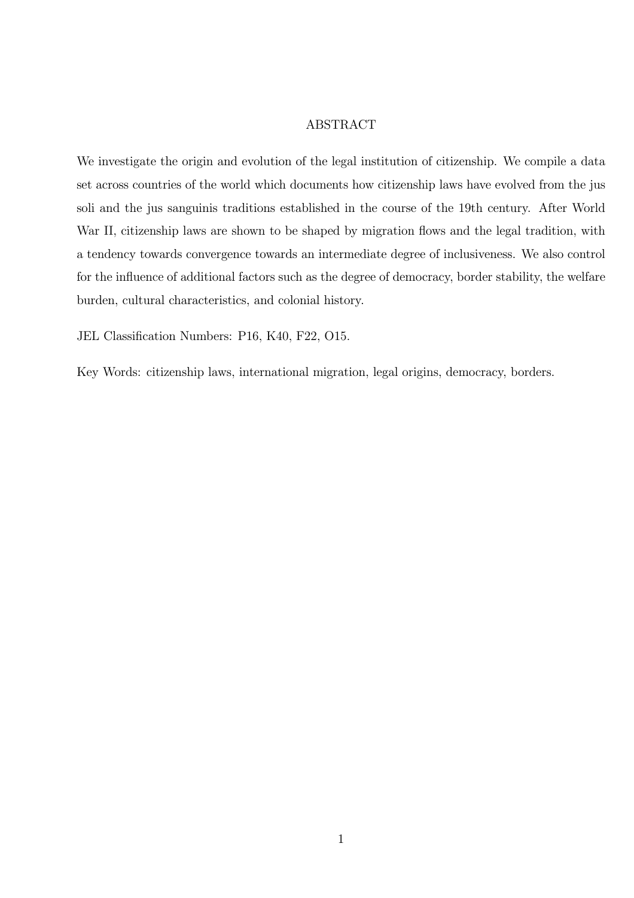# ABSTRACT

We investigate the origin and evolution of the legal institution of citizenship. We compile a data set across countries of the world which documents how citizenship laws have evolved from the jus soli and the jus sanguinis traditions established in the course of the 19th century. After World War II, citizenship laws are shown to be shaped by migration flows and the legal tradition, with a tendency towards convergence towards an intermediate degree of inclusiveness. We also control for the influence of additional factors such as the degree of democracy, border stability, the welfare burden, cultural characteristics, and colonial history.

JEL Classification Numbers: P16, K40, F22, O15.

Key Words: citizenship laws, international migration, legal origins, democracy, borders.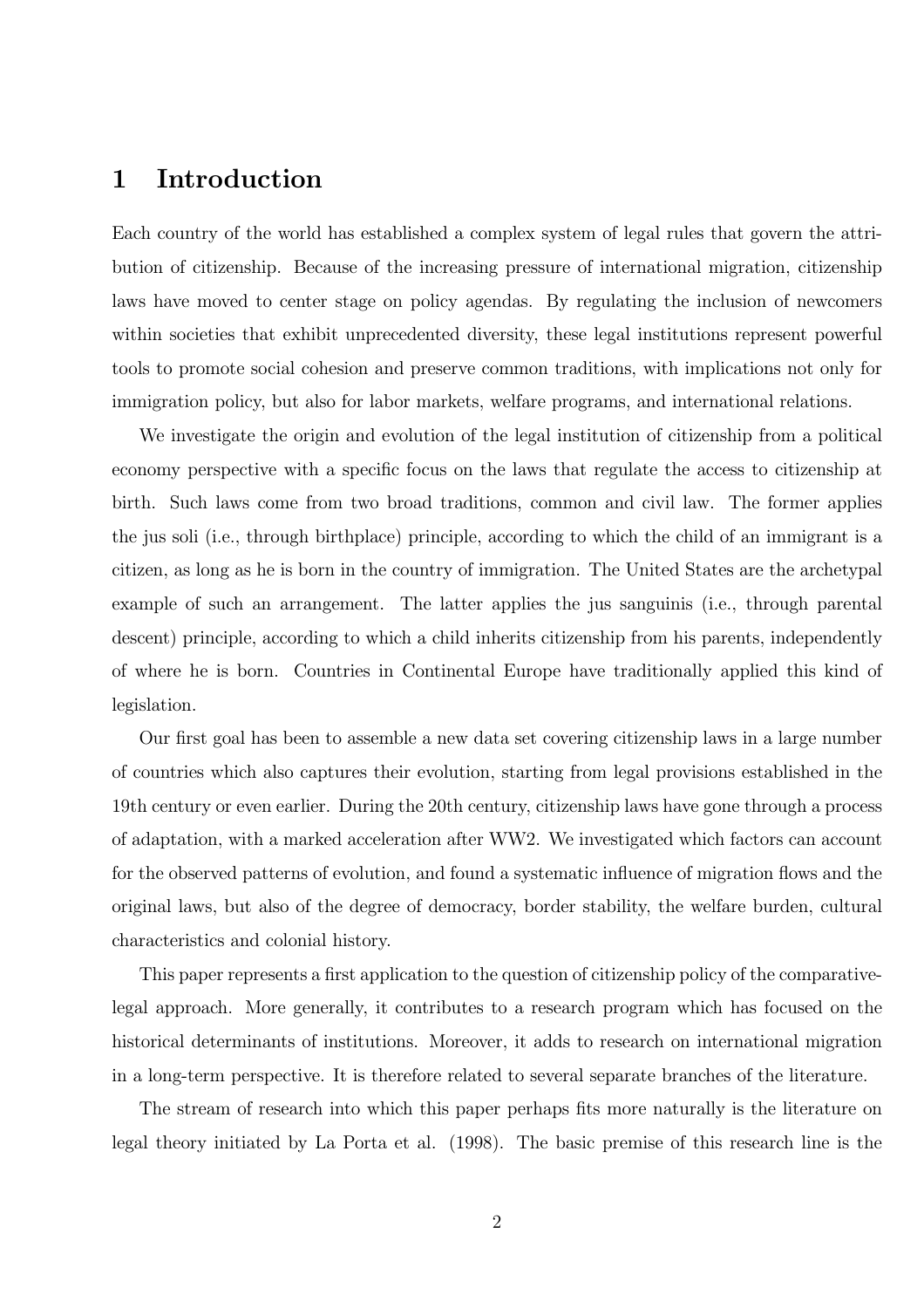# 1 Introduction

Each country of the world has established a complex system of legal rules that govern the attribution of citizenship. Because of the increasing pressure of international migration, citizenship laws have moved to center stage on policy agendas. By regulating the inclusion of newcomers within societies that exhibit unprecedented diversity, these legal institutions represent powerful tools to promote social cohesion and preserve common traditions, with implications not only for immigration policy, but also for labor markets, welfare programs, and international relations.

We investigate the origin and evolution of the legal institution of citizenship from a political economy perspective with a specific focus on the laws that regulate the access to citizenship at birth. Such laws come from two broad traditions, common and civil law. The former applies the jus soli (i.e., through birthplace) principle, according to which the child of an immigrant is a citizen, as long as he is born in the country of immigration. The United States are the archetypal example of such an arrangement. The latter applies the jus sanguinis (i.e., through parental descent) principle, according to which a child inherits citizenship from his parents, independently of where he is born. Countries in Continental Europe have traditionally applied this kind of legislation.

Our first goal has been to assemble a new data set covering citizenship laws in a large number of countries which also captures their evolution, starting from legal provisions established in the 19th century or even earlier. During the 20th century, citizenship laws have gone through a process of adaptation, with a marked acceleration after WW2. We investigated which factors can account for the observed patterns of evolution, and found a systematic influence of migration flows and the original laws, but also of the degree of democracy, border stability, the welfare burden, cultural characteristics and colonial history.

This paper represents a first application to the question of citizenship policy of the comparative-legal approach. More generally, it contributes to a research program which has focused on the historical determinants of institutions. Moreover, it adds to research on international migration in a long-term perspective. It is therefore related to several separate branches of the literature.

The stream of research into which this paper perhaps fits more naturally is the literature on legal theory initiated by La Porta et al. (1998). The basic premise of this research line is the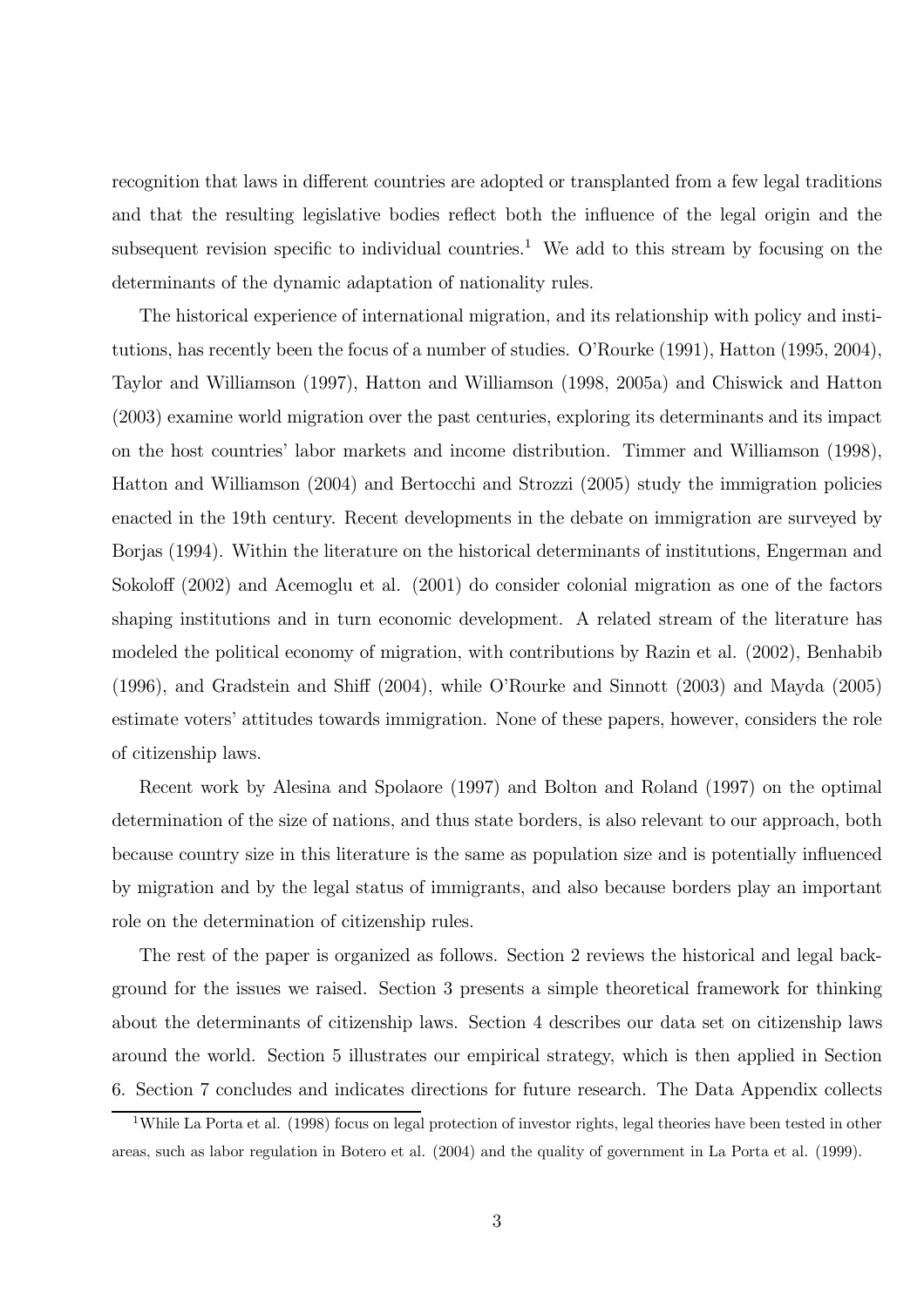recognition that laws in different countries are adopted or transplanted from a few legal traditions and that the resulting legislative bodies reflect both the influence of the legal origin and the subsequent revision specific to individual countries.[1] We add to this stream by focusing on the determinants of the dynamic adaptation of nationality rules.

The historical experience of international migration, and its relationship with policy and institutions, has recently been the focus of a number of studies. O'Rourke (1991), Hatton (1995, 2004), Taylor and Williamson (1997), Hatton and Williamson (1998, 2005a) and Chiswick and Hatton (2003) examine world migration over the past centuries, exploring its determinants and its impact on the host countries' labor markets and income distribution. Timmer and Williamson (1998), Hatton and Williamson (2004) and Bertocchi and Strozzi (2005) study the immigration policies enacted in the 19th century. Recent developments in the debate on immigration are surveyed by Borjas (1994). Within the literature on the historical determinants of institutions, Engerman and Sokoloff (2002) and Acemoglu et al. (2001) do consider colonial migration as one of the factors shaping institutions and in turn economic development. A related stream of the literature has modeled the political economy of migration, with contributions by Razin et al. (2002), Benhabib (1996), and Gradstein and Shiff (2004), while O'Rourke and Sinnott (2003) and Mayda (2005) estimate voters' attitudes towards immigration. None of these papers, however, considers the role of citizenship laws.

Recent work by Alesina and Spolaore (1997) and Bolton and Roland (1997) on the optimal determination of the size of nations, and thus state borders, is also relevant to our approach, both because country size in this literature is the same as population size and is potentially influenced by migration and by the legal status of immigrants, and also because borders play an important role on the determination of citizenship rules.

The rest of the paper is organized as follows. Section 2 reviews the historical and legal background for the issues we raised. Section 3 presents a simple theoretical framework for thinking about the determinants of citizenship laws. Section 4 describes our data set on citizenship laws around the world. Section 5 illustrates our empirical strategy, which is then applied in Section 6. Section 7 concludes and indicates directions for future research. The Data Appendix collects

[1] While La Porta et al. (1998) focus on legal protection of investor rights, legal theories have been tested in other areas, such as labor regulation in Botero et al. (2004) and the quality of government in La Porta et al. (1999).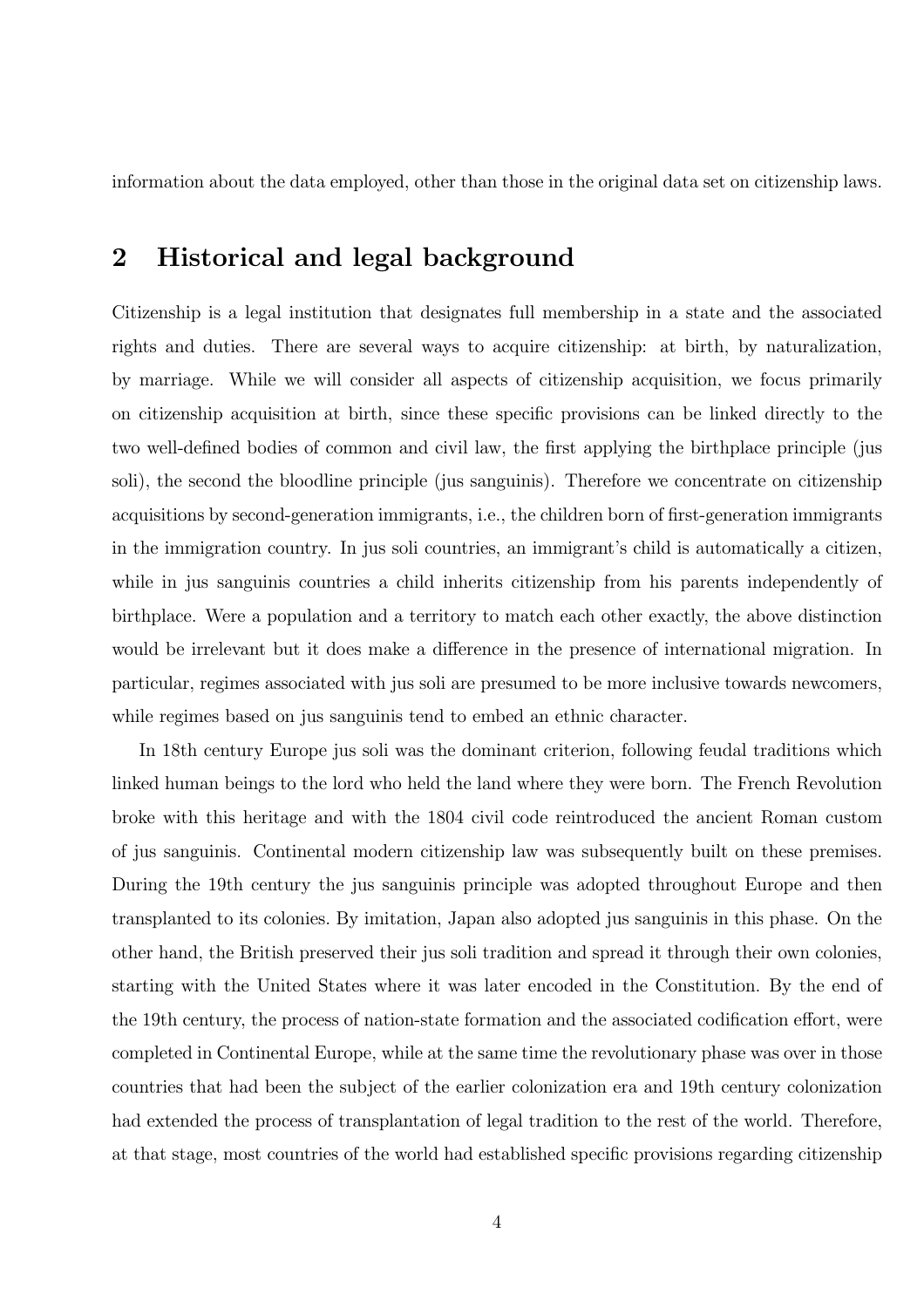information about the data employed, other than those in the original data set on citizenship laws.

## 2 Historical and legal background

Citizenship is a legal institution that designates full membership in a state and the associated rights and duties. There are several ways to acquire citizenship: at birth, by naturalization, by marriage. While we will consider all aspects of citizenship acquisition, we focus primarily on citizenship acquisition at birth, since these specific provisions can be linked directly to the two well-defined bodies of common and civil law, the first applying the birthplace principle (jus soli), the second the bloodline principle (jus sanguinis). Therefore we concentrate on citizenship acquisitions by second-generation immigrants, i.e., the children born of first-generation immigrants in the immigration country. In jus soli countries, an immigrant's child is automatically a citizen, while in jus sanguinis countries a child inherits citizenship from his parents independently of birthplace. Were a population and a territory to match each other exactly, the above distinction would be irrelevant but it does make a difference in the presence of international migration. In particular, regimes associated with jus soli are presumed to be more inclusive towards newcomers, while regimes based on jus sanguinis tend to embed an ethnic character.

In 18th century Europe jus soli was the dominant criterion, following feudal traditions which linked human beings to the lord who held the land where they were born. The French Revolution broke with this heritage and with the 1804 civil code reintroduced the ancient Roman custom of jus sanguinis. Continental modern citizenship law was subsequently built on these premises. During the 19th century the jus sanguinis principle was adopted throughout Europe and then transplanted to its colonies. By imitation, Japan also adopted jus sanguinis in this phase. On the other hand, the British preserved their jus soli tradition and spread it through their own colonies, starting with the United States where it was later encoded in the Constitution. By the end of the 19th century, the process of nation-state formation and the associated codification effort, were completed in Continental Europe, while at the same time the revolutionary phase was over in those countries that had been the subject of the earlier colonization era and 19th century colonization had extended the process of transplantation of legal tradition to the rest of the world. Therefore, at that stage, most countries of the world had established specific provisions regarding citizenship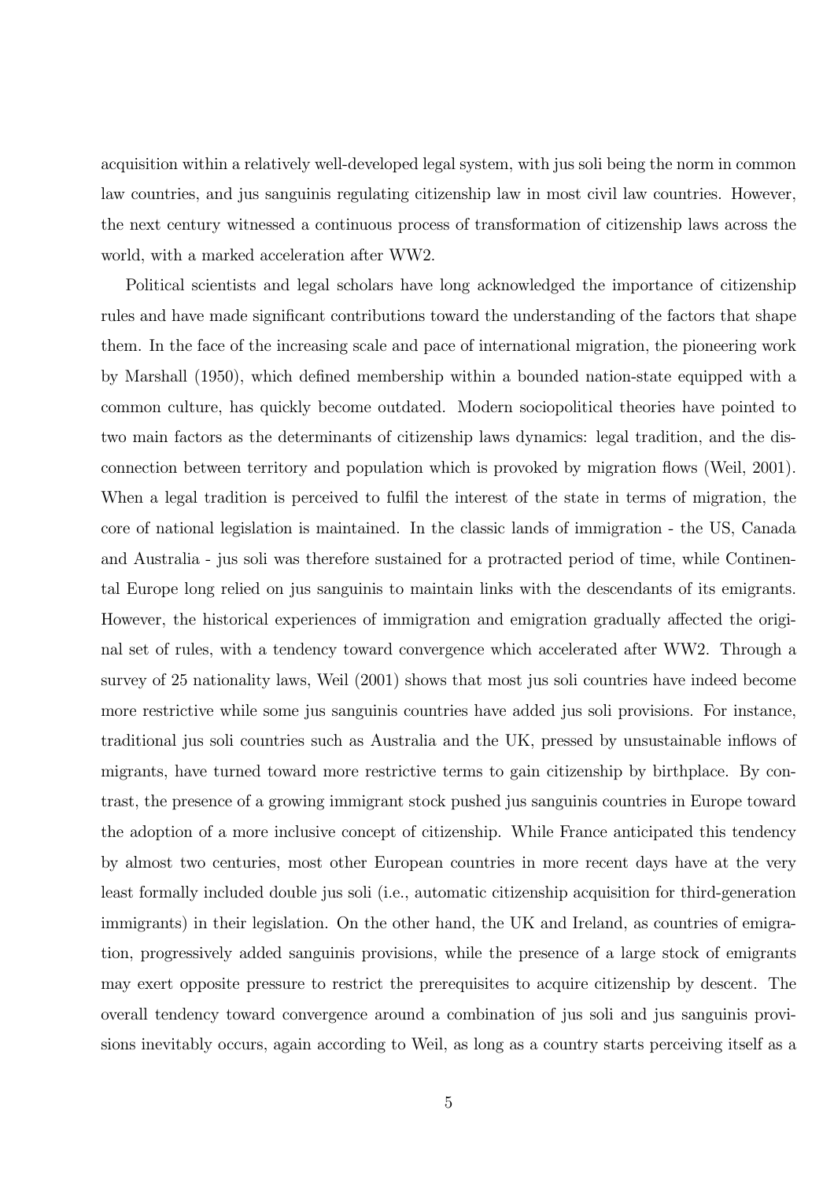acquisition within a relatively well-developed legal system, with jus soli being the norm in common law countries, and jus sanguinis regulating citizenship law in most civil law countries. However, the next century witnessed a continuous process of transformation of citizenship laws across the world, with a marked acceleration after WW2.

Political scientists and legal scholars have long acknowledged the importance of citizenship rules and have made significant contributions toward the understanding of the factors that shape them. In the face of the increasing scale and pace of international migration, the pioneering work by Marshall (1950), which defined membership within a bounded nation-state equipped with a common culture, has quickly become outdated. Modern sociopolitical theories have pointed to two main factors as the determinants of citizenship laws dynamics: legal tradition, and the disconnection between territory and population which is provoked by migration flows (Weil, 2001). When a legal tradition is perceived to fulfil the interest of the state in terms of migration, the core of national legislation is maintained. In the classic lands of immigration - the US, Canada and Australia - jus soli was therefore sustained for a protracted period of time, while Continental Europe long relied on jus sanguinis to maintain links with the descendants of its emigrants. However, the historical experiences of immigration and emigration gradually affected the original set of rules, with a tendency toward convergence which accelerated after WW2. Through a survey of 25 nationality laws, Weil (2001) shows that most jus soli countries have indeed become more restrictive while some jus sanguinis countries have added jus soli provisions. For instance, traditional jus soli countries such as Australia and the UK, pressed by unsustainable inflows of migrants, have turned toward more restrictive terms to gain citizenship by birthplace. By contrast, the presence of a growing immigrant stock pushed jus sanguinis countries in Europe toward the adoption of a more inclusive concept of citizenship. While France anticipated this tendency by almost two centuries, most other European countries in more recent days have at the very least formally included double jus soli (i.e., automatic citizenship acquisition for third-generation immigrants) in their legislation. On the other hand, the UK and Ireland, as countries of emigration, progressively added sanguinis provisions, while the presence of a large stock of emigrants may exert opposite pressure to restrict the prerequisites to acquire citizenship by descent. The overall tendency toward convergence around a combination of jus soli and jus sanguinis provisions inevitably occurs, again according to Weil, as long as a country starts perceiving itself as a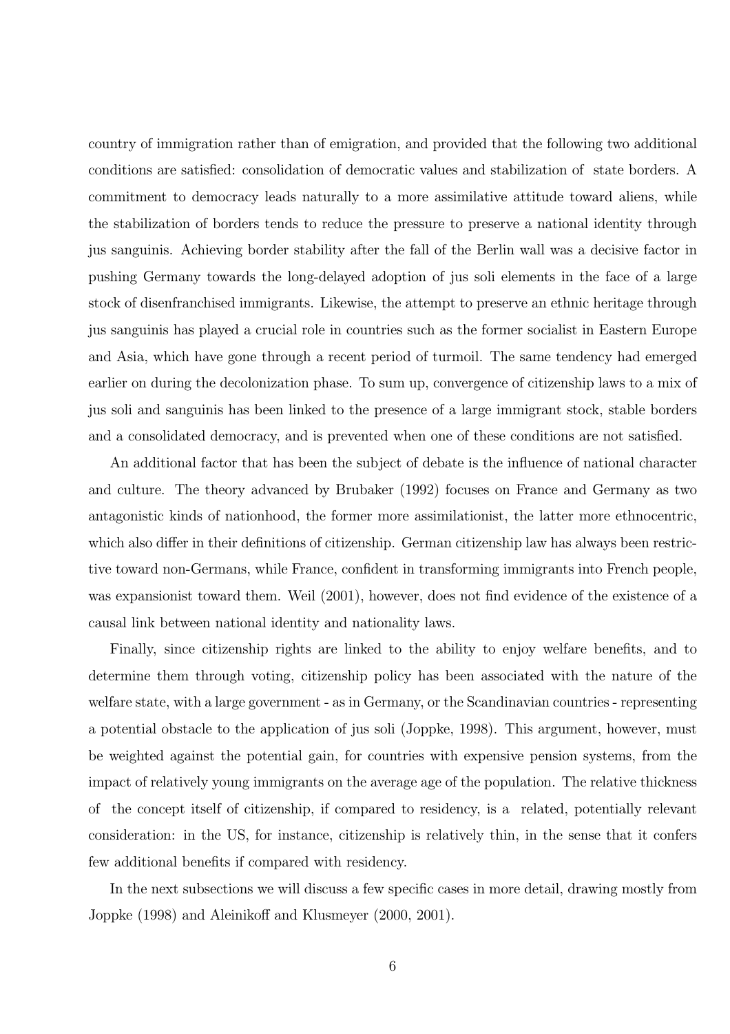country of immigration rather than of emigration, and provided that the following two additional conditions are satisfied: consolidation of democratic values and stabilization of state borders. A commitment to democracy leads naturally to a more assimilative attitude toward aliens, while the stabilization of borders tends to reduce the pressure to preserve a national identity through jus sanguinis. Achieving border stability after the fall of the Berlin wall was a decisive factor in pushing Germany towards the long-delayed adoption of jus soli elements in the face of a large stock of disenfranchised immigrants. Likewise, the attempt to preserve an ethnic heritage through jus sanguinis has played a crucial role in countries such as the former socialist in Eastern Europe and Asia, which have gone through a recent period of turmoil. The same tendency had emerged earlier on during the decolonization phase. To sum up, convergence of citizenship laws to a mix of jus soli and sanguinis has been linked to the presence of a large immigrant stock, stable borders and a consolidated democracy, and is prevented when one of these conditions are not satisfied.

An additional factor that has been the subject of debate is the influence of national character and culture. The theory advanced by Brubaker (1992) focuses on France and Germany as two antagonistic kinds of nationhood, the former more assimilationist, the latter more ethnocentric, which also differ in their definitions of citizenship. German citizenship law has always been restrictive toward non-Germans, while France, confident in transforming immigrants into French people, was expansionist toward them. Weil (2001), however, does not find evidence of the existence of a causal link between national identity and nationality laws.

Finally, since citizenship rights are linked to the ability to enjoy welfare benefits, and to determine them through voting, citizenship policy has been associated with the nature of the welfare state, with a large government - as in Germany, or the Scandinavian countries - representing a potential obstacle to the application of jus soli (Joppke, 1998). This argument, however, must be weighted against the potential gain, for countries with expensive pension systems, from the impact of relatively young immigrants on the average age of the population. The relative thickness of the concept itself of citizenship, if compared to residency, is a related, potentially relevant consideration: in the US, for instance, citizenship is relatively thin, in the sense that it confers few additional benefits if compared with residency.

In the next subsections we will discuss a few specific cases in more detail, drawing mostly from Joppke (1998) and Aleinikoff and Klusmeyer (2000, 2001).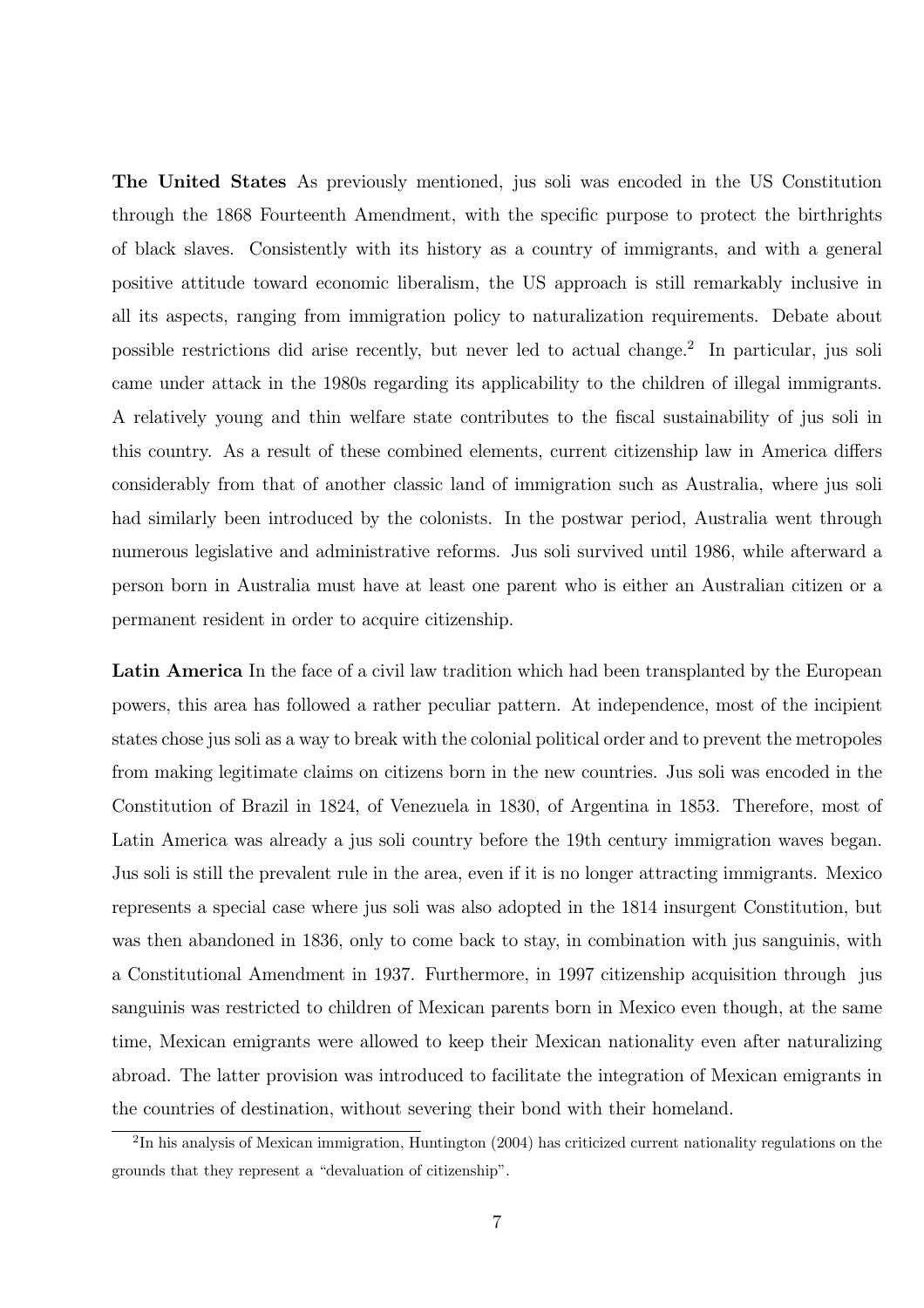**The United States** As previously mentioned, jus soli was encoded in the US Constitution through the 1868 Fourteenth Amendment, with the specific purpose to protect the birthrights of black slaves. Consistently with its history as a country of immigrants, and with a general positive attitude toward economic liberalism, the US approach is still remarkably inclusive in all its aspects, ranging from immigration policy to naturalization requirements. Debate about possible restrictions did arise recently, but never led to actual change.[2] In particular, jus soli came under attack in the 1980s regarding its applicability to the children of illegal immigrants. A relatively young and thin welfare state contributes to the fiscal sustainability of jus soli in this country. As a result of these combined elements, current citizenship law in America differs considerably from that of another classic land of immigration such as Australia, where jus soli had similarly been introduced by the colonists. In the postwar period, Australia went through numerous legislative and administrative reforms. Jus soli survived until 1986, while afterward a person born in Australia must have at least one parent who is either an Australian citizen or a permanent resident in order to acquire citizenship.

**Latin America** In the face of a civil law tradition which had been transplanted by the European powers, this area has followed a rather peculiar pattern. At independence, most of the incipient states chose jus soli as a way to break with the colonial political order and to prevent the metropoles from making legitimate claims on citizens born in the new countries. Jus soli was encoded in the Constitution of Brazil in 1824, of Venezuela in 1830, of Argentina in 1853. Therefore, most of Latin America was already a jus soli country before the 19th century immigration waves began. Jus soli is still the prevalent rule in the area, even if it is no longer attracting immigrants. Mexico represents a special case where jus soli was also adopted in the 1814 insurgent Constitution, but was then abandoned in 1836, only to come back to stay, in combination with jus sanguinis, with a Constitutional Amendment in 1937. Furthermore, in 1997 citizenship acquisition through jus sanguinis was restricted to children of Mexican parents born in Mexico even though, at the same time, Mexican emigrants were allowed to keep their Mexican nationality even after naturalizing abroad. The latter provision was introduced to facilitate the integration of Mexican emigrants in the countries of destination, without severing their bond with their homeland.

[2] In his analysis of Mexican immigration, Huntington (2004) has criticized current nationality regulations on the grounds that they represent a "devaluation of citizenship".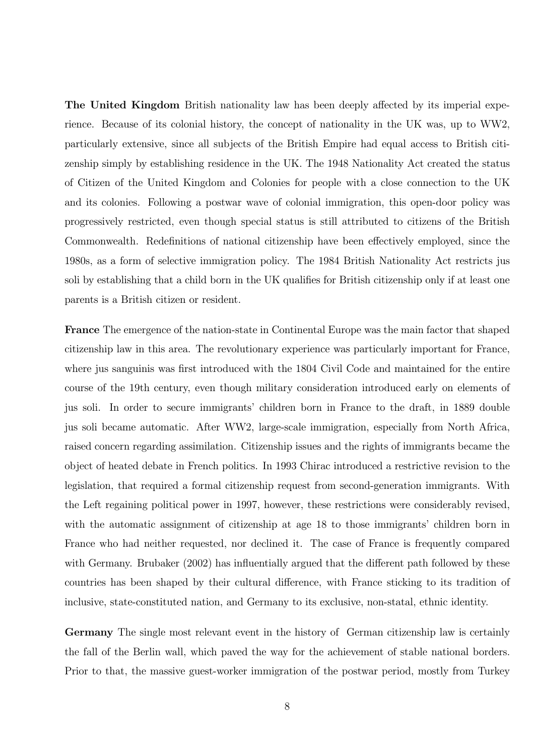**The United Kingdom** British nationality law has been deeply affected by its imperial experience. Because of its colonial history, the concept of nationality in the UK was, up to WW2, particularly extensive, since all subjects of the British Empire had equal access to British citizenship simply by establishing residence in the UK. The 1948 Nationality Act created the status of Citizen of the United Kingdom and Colonies for people with a close connection to the UK and its colonies. Following a postwar wave of colonial immigration, this open-door policy was progressively restricted, even though special status is still attributed to citizens of the British Commonwealth. Redefinitions of national citizenship have been effectively employed, since the 1980s, as a form of selective immigration policy. The 1984 British Nationality Act restricts jus soli by establishing that a child born in the UK qualifies for British citizenship only if at least one parents is a British citizen or resident.

**France** The emergence of the nation-state in Continental Europe was the main factor that shaped citizenship law in this area. The revolutionary experience was particularly important for France, where jus sanguinis was first introduced with the 1804 Civil Code and maintained for the entire course of the 19th century, even though military consideration introduced early on elements of jus soli. In order to secure immigrants' children born in France to the draft, in 1889 double jus soli became automatic. After WW2, large-scale immigration, especially from North Africa, raised concern regarding assimilation. Citizenship issues and the rights of immigrants became the object of heated debate in French politics. In 1993 Chirac introduced a restrictive revision to the legislation, that required a formal citizenship request from second-generation immigrants. With the Left regaining political power in 1997, however, these restrictions were considerably revised, with the automatic assignment of citizenship at age 18 to those immigrants' children born in France who had neither requested, nor declined it. The case of France is frequently compared with Germany. Brubaker (2002) has influentially argued that the different path followed by these countries has been shaped by their cultural difference, with France sticking to its tradition of inclusive, state-constituted nation, and Germany to its exclusive, non-statal, ethnic identity.

**Germany** The single most relevant event in the history of German citizenship law is certainly the fall of the Berlin wall, which paved the way for the achievement of stable national borders. Prior to that, the massive guest-worker immigration of the postwar period, mostly from Turkey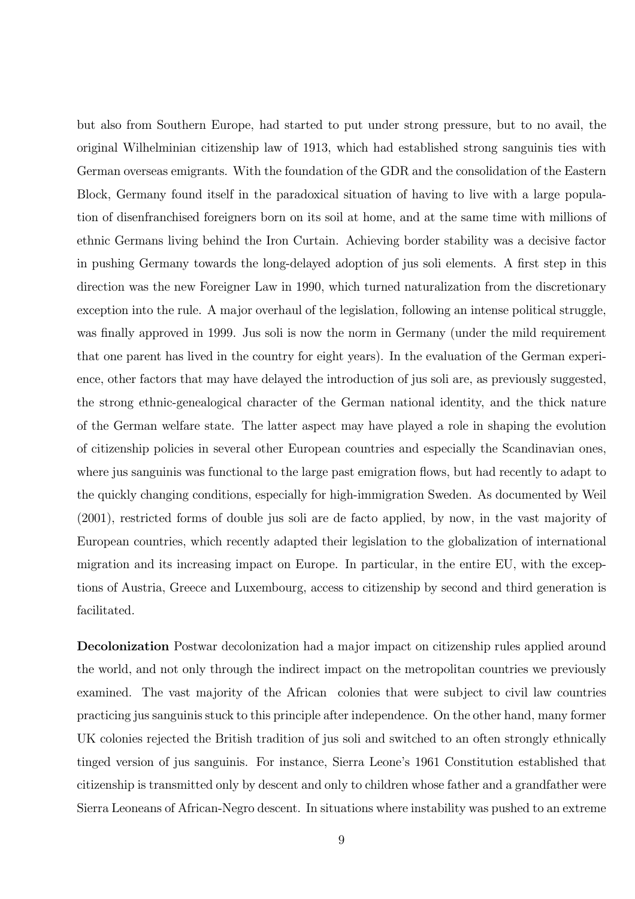but also from Southern Europe, had started to put under strong pressure, but to no avail, the original Wilhelminian citizenship law of 1913, which had established strong sanguinis ties with German overseas emigrants. With the foundation of the GDR and the consolidation of the Eastern Block, Germany found itself in the paradoxical situation of having to live with a large population of disenfranchised foreigners born on its soil at home, and at the same time with millions of ethnic Germans living behind the Iron Curtain. Achieving border stability was a decisive factor in pushing Germany towards the long-delayed adoption of jus soli elements. A first step in this direction was the new Foreigner Law in 1990, which turned naturalization from the discretionary exception into the rule. A major overhaul of the legislation, following an intense political struggle, was finally approved in 1999. Jus soli is now the norm in Germany (under the mild requirement that one parent has lived in the country for eight years). In the evaluation of the German experience, other factors that may have delayed the introduction of jus soli are, as previously suggested, the strong ethnic-genealogical character of the German national identity, and the thick nature of the German welfare state. The latter aspect may have played a role in shaping the evolution of citizenship policies in several other European countries and especially the Scandinavian ones, where jus sanguinis was functional to the large past emigration flows, but had recently to adapt to the quickly changing conditions, especially for high-immigration Sweden. As documented by Weil (2001), restricted forms of double jus soli are de facto applied, by now, in the vast majority of European countries, which recently adapted their legislation to the globalization of international migration and its increasing impact on Europe. In particular, in the entire EU, with the exceptions of Austria, Greece and Luxembourg, access to citizenship by second and third generation is facilitated.

**Decolonization** Postwar decolonization had a major impact on citizenship rules applied around the world, and not only through the indirect impact on the metropolitan countries we previously examined. The vast majority of the African colonies that were subject to civil law countries practicing jus sanguinis stuck to this principle after independence. On the other hand, many former UK colonies rejected the British tradition of jus soli and switched to an often strongly ethnically tinged version of jus sanguinis. For instance, Sierra Leone's 1961 Constitution established that citizenship is transmitted only by descent and only to children whose father and a grandfather were Sierra Leoneans of African-Negro descent. In situations where instability was pushed to an extreme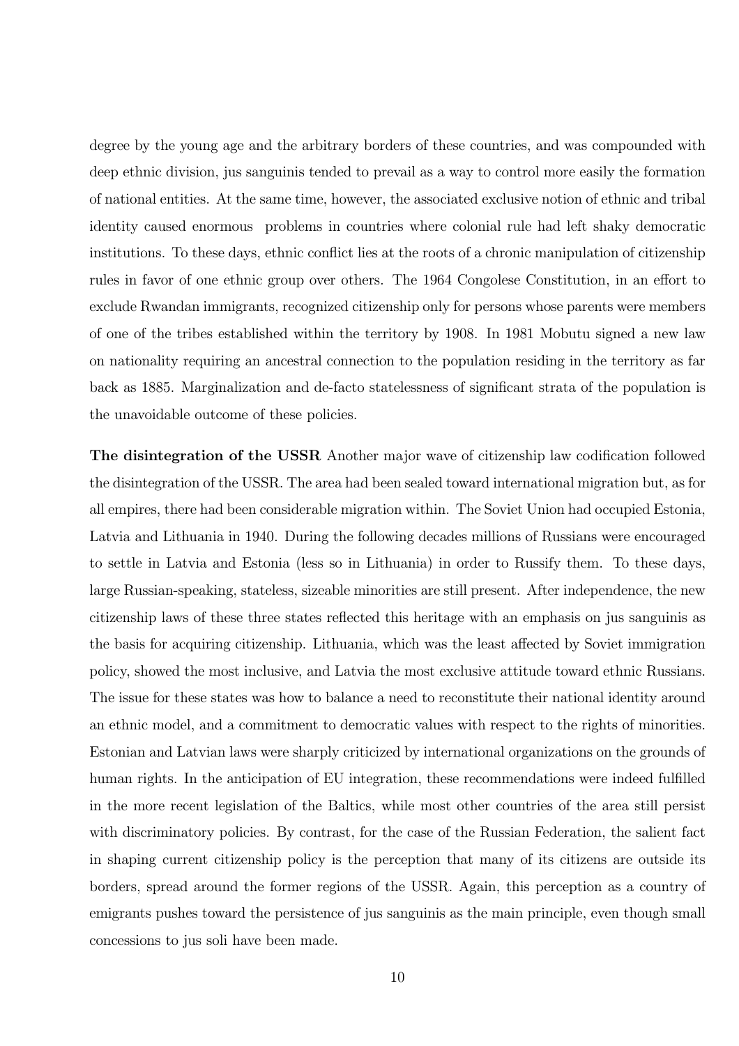degree by the young age and the arbitrary borders of these countries, and was compounded with deep ethnic division, jus sanguinis tended to prevail as a way to control more easily the formation of national entities. At the same time, however, the associated exclusive notion of ethnic and tribal identity caused enormous problems in countries where colonial rule had left shaky democratic institutions. To these days, ethnic conflict lies at the roots of a chronic manipulation of citizenship rules in favor of one ethnic group over others. The 1964 Congolese Constitution, in an effort to exclude Rwandan immigrants, recognized citizenship only for persons whose parents were members of one of the tribes established within the territory by 1908. In 1981 Mobutu signed a new law on nationality requiring an ancestral connection to the population residing in the territory as far back as 1885. Marginalization and de-facto statelessness of significant strata of the population is the unavoidable outcome of these policies.

**The disintegration of the USSR** Another major wave of citizenship law codification followed the disintegration of the USSR. The area had been sealed toward international migration but, as for all empires, there had been considerable migration within. The Soviet Union had occupied Estonia, Latvia and Lithuania in 1940. During the following decades millions of Russians were encouraged to settle in Latvia and Estonia (less so in Lithuania) in order to Russify them. To these days, large Russian-speaking, stateless, sizeable minorities are still present. After independence, the new citizenship laws of these three states reflected this heritage with an emphasis on jus sanguinis as the basis for acquiring citizenship. Lithuania, which was the least affected by Soviet immigration policy, showed the most inclusive, and Latvia the most exclusive attitude toward ethnic Russians. The issue for these states was how to balance a need to reconstitute their national identity around an ethnic model, and a commitment to democratic values with respect to the rights of minorities. Estonian and Latvian laws were sharply criticized by international organizations on the grounds of human rights. In the anticipation of EU integration, these recommendations were indeed fulfilled in the more recent legislation of the Baltics, while most other countries of the area still persist with discriminatory policies. By contrast, for the case of the Russian Federation, the salient fact in shaping current citizenship policy is the perception that many of its citizens are outside its borders, spread around the former regions of the USSR. Again, this perception as a country of emigrants pushes toward the persistence of jus sanguinis as the main principle, even though small concessions to jus soli have been made.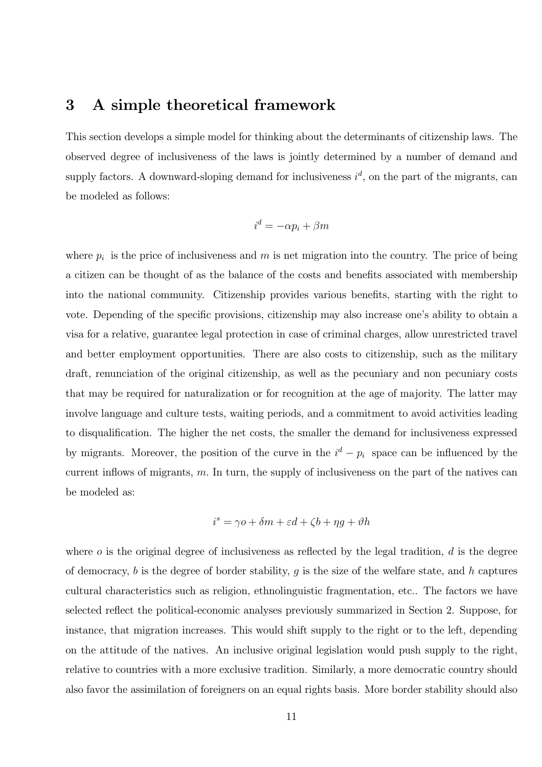## 3 A simple theoretical framework

This section develops a simple model for thinking about the determinants of citizenship laws. The observed degree of inclusiveness of the laws is jointly determined by a number of demand and supply factors. A downward-sloping demand for inclusiveness $i^d$, on the part of the migrants, can be modeled as follows:

$$i^d = -\alpha p_i + \beta m$$

where $p_i$ is the price of inclusiveness and $m$ is net migration into the country. The price of being a citizen can be thought of as the balance of the costs and benefits associated with membership into the national community. Citizenship provides various benefits, starting with the right to vote. Depending of the specific provisions, citizenship may also increase one's ability to obtain a visa for a relative, guarantee legal protection in case of criminal charges, allow unrestricted travel and better employment opportunities. There are also costs to citizenship, such as the military draft, renunciation of the original citizenship, as well as the pecuniary and non pecuniary costs that may be required for naturalization or for recognition at the age of majority. The latter may involve language and culture tests, waiting periods, and a commitment to avoid activities leading to disqualification. The higher the net costs, the smaller the demand for inclusiveness expressed by migrants. Moreover, the position of the curve in the $i^d - p_i$ space can be influenced by the current inflows of migrants, $m$. In turn, the supply of inclusiveness on the part of the natives can be modeled as:

$$i^s = \gamma o + \delta m + \varepsilon d + \zeta b + \eta g + \vartheta h$$

where $o$ is the original degree of inclusiveness as reflected by the legal tradition, $d$ is the degree of democracy, $b$ is the degree of border stability, $g$ is the size of the welfare state, and $h$ captures cultural characteristics such as religion, ethnolinguistic fragmentation, etc.. The factors we have selected reflect the political-economic analyses previously summarized in Section 2. Suppose, for instance, that migration increases. This would shift supply to the right or to the left, depending on the attitude of the natives. An inclusive original legislation would push supply to the right, relative to countries with a more exclusive tradition. Similarly, a more democratic country should also favor the assimilation of foreigners on an equal rights basis. More border stability should also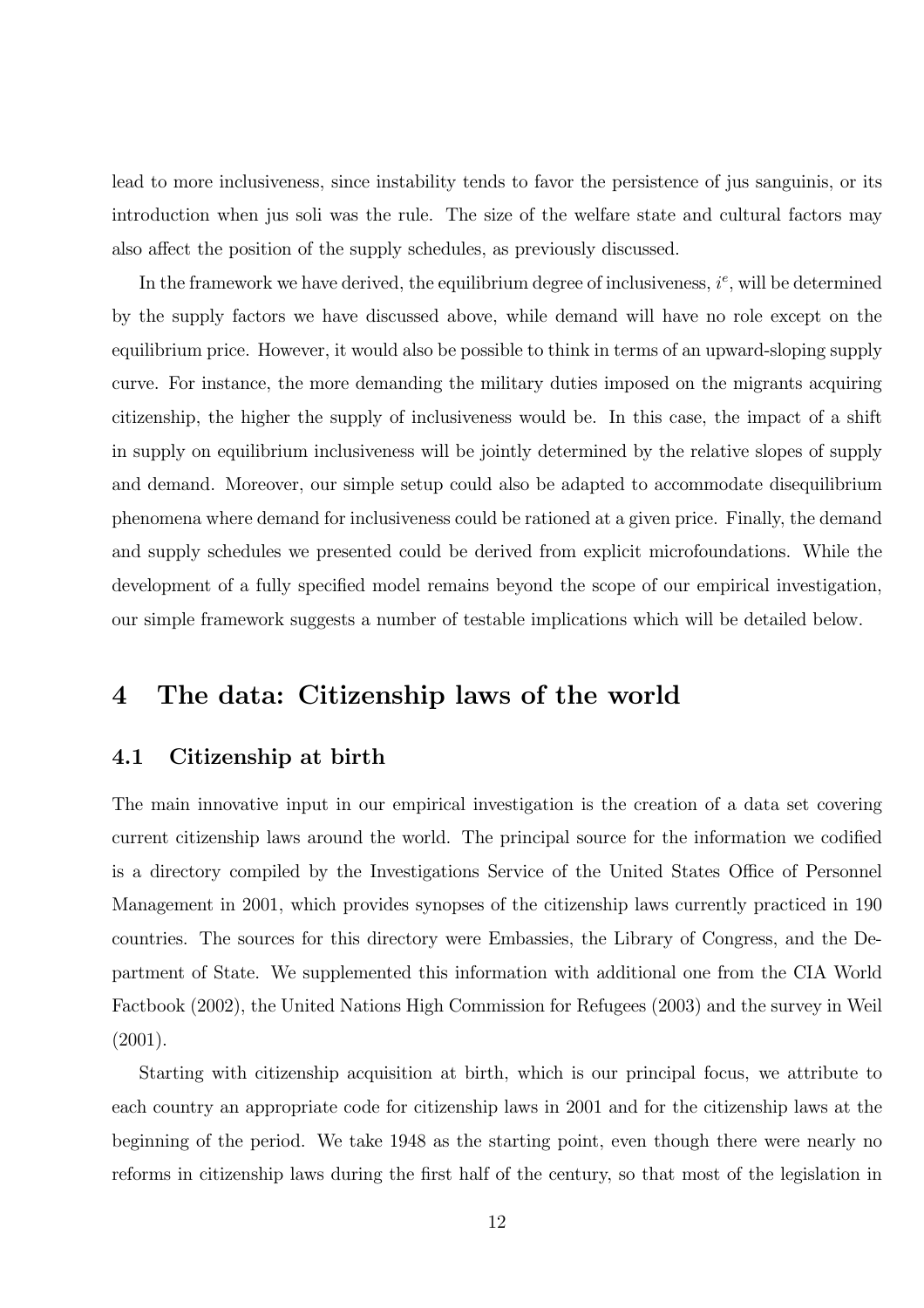lead to more inclusiveness, since instability tends to favor the persistence of jus sanguinis, or its introduction when jus soli was the rule. The size of the welfare state and cultural factors may also affect the position of the supply schedules, as previously discussed.

In the framework we have derived, the equilibrium degree of inclusiveness, $i^e$, will be determined by the supply factors we have discussed above, while demand will have no role except on the equilibrium price. However, it would also be possible to think in terms of an upward-sloping supply curve. For instance, the more demanding the military duties imposed on the migrants acquiring citizenship, the higher the supply of inclusiveness would be. In this case, the impact of a shift in supply on equilibrium inclusiveness will be jointly determined by the relative slopes of supply and demand. Moreover, our simple setup could also be adapted to accommodate disequilibrium phenomena where demand for inclusiveness could be rationed at a given price. Finally, the demand and supply schedules we presented could be derived from explicit microfoundations. While the development of a fully specified model remains beyond the scope of our empirical investigation, our simple framework suggests a number of testable implications which will be detailed below.

# 4 The data: Citizenship laws of the world

## 4.1 Citizenship at birth

The main innovative input in our empirical investigation is the creation of a data set covering current citizenship laws around the world. The principal source for the information we codified is a directory compiled by the Investigations Service of the United States Office of Personnel Management in 2001, which provides synopses of the citizenship laws currently practiced in 190 countries. The sources for this directory were Embassies, the Library of Congress, and the Department of State. We supplemented this information with additional one from the CIA World Factbook (2002), the United Nations High Commission for Refugees (2003) and the survey in Weil (2001).

Starting with citizenship acquisition at birth, which is our principal focus, we attribute to each country an appropriate code for citizenship laws in 2001 and for the citizenship laws at the beginning of the period. We take 1948 as the starting point, even though there were nearly no reforms in citizenship laws during the first half of the century, so that most of the legislation in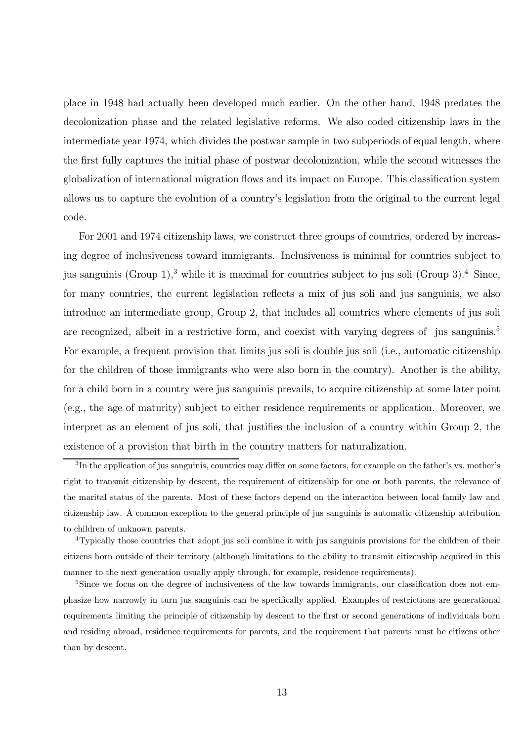place in 1948 had actually been developed much earlier. On the other hand, 1948 predates the decolonization phase and the related legislative reforms. We also coded citizenship laws in the intermediate year 1974, which divides the postwar sample in two subperiods of equal length, where the first fully captures the initial phase of postwar decolonization, while the second witnesses the globalization of international migration flows and its impact on Europe. This classification system allows us to capture the evolution of a country's legislation from the original to the current legal code.

For 2001 and 1974 citizenship laws, we construct three groups of countries, ordered by increasing degree of inclusiveness toward immigrants. Inclusiveness is minimal for countries subject to jus sanguinis (Group 1),[3] while it is maximal for countries subject to jus soli (Group 3).[4] Since, for many countries, the current legislation reflects a mix of jus soli and jus sanguinis, we also introduce an intermediate group, Group 2, that includes all countries where elements of jus soli are recognized, albeit in a restrictive form, and coexist with varying degrees of jus sanguinis.[5] For example, a frequent provision that limits jus soli is double jus soli (i.e., automatic citizenship for the children of those immigrants who were also born in the country). Another is the ability, for a child born in a country were jus sanguinis prevails, to acquire citizenship at some later point (e.g., the age of maturity) subject to either residence requirements or application. Moreover, we interpret as an element of jus soli, that justifies the inclusion of a country within Group 2, the existence of a provision that birth in the country matters for naturalization.

[3] In the application of jus sanguinis, countries may differ on some factors, for example on the father's vs. mother's right to transmit citizenship by descent, the requirement of citizenship for one or both parents, the relevance of the marital status of the parents. Most of these factors depend on the interaction between local family law and citizenship law. A common exception to the general principle of jus sanguinis is automatic citizenship attribution to children of unknown parents.

[4] Typically those countries that adopt jus soli combine it with jus sanguinis provisions for the children of their citizens born outside of their territory (although limitations to the ability to transmit citizenship acquired in this manner to the next generation usually apply through, for example, residence requirements).

[5] Since we focus on the degree of inclusiveness of the law towards immigrants, our classification does not emphasize how narrowly in turn jus sanguinis can be specifically applied. Examples of restrictions are generational requirements limiting the principle of citizenship by descent to the first or second generations of individuals born and residing abroad, residence requirements for parents, and the requirement that parents must be citizens other than by descent.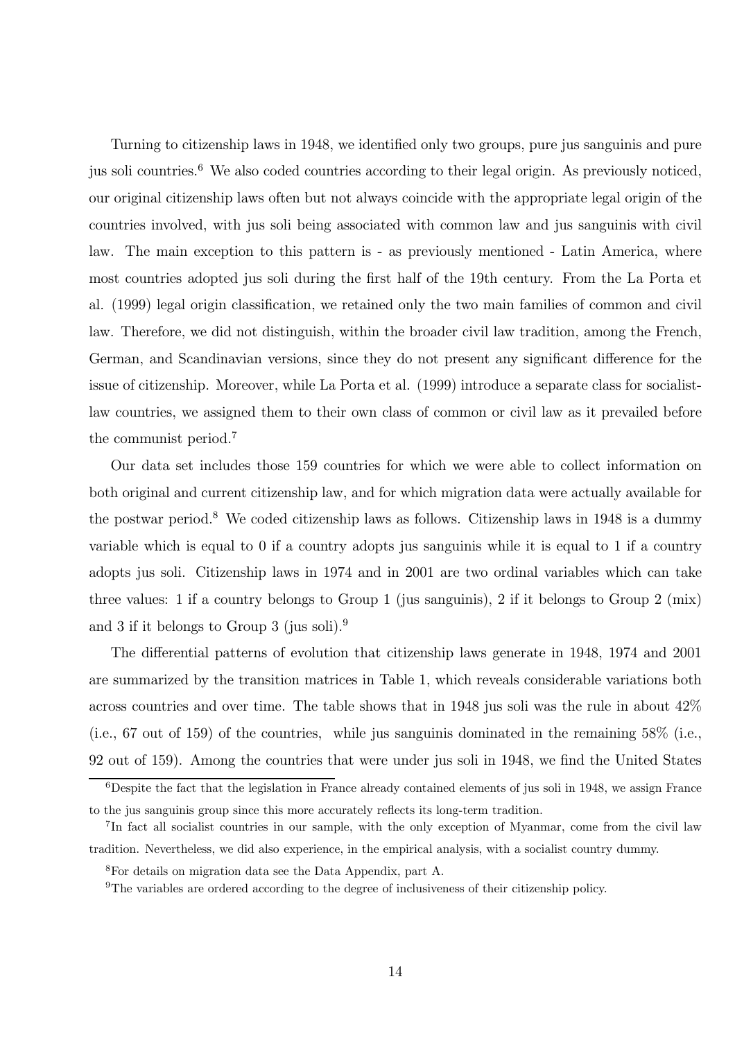Turning to citizenship laws in 1948, we identified only two groups, pure jus sanguinis and pure jus soli countries.[6] We also coded countries according to their legal origin. As previously noticed, our original citizenship laws often but not always coincide with the appropriate legal origin of the countries involved, with jus soli being associated with common law and jus sanguinis with civil law. The main exception to this pattern is - as previously mentioned - Latin America, where most countries adopted jus soli during the first half of the 19th century. From the La Porta et al. (1999) legal origin classification, we retained only the two main families of common and civil law. Therefore, we did not distinguish, within the broader civil law tradition, among the French, German, and Scandinavian versions, since they do not present any significant difference for the issue of citizenship. Moreover, while La Porta et al. (1999) introduce a separate class for socialist-law countries, we assigned them to their own class of common or civil law as it prevailed before the communist period.[7]

Our data set includes those 159 countries for which we were able to collect information on both original and current citizenship law, and for which migration data were actually available for the postwar period.[8] We coded citizenship laws as follows. Citizenship laws in 1948 is a dummy variable which is equal to 0 if a country adopts jus sanguinis while it is equal to 1 if a country adopts jus soli. Citizenship laws in 1974 and in 2001 are two ordinal variables which can take three values: 1 if a country belongs to Group 1 (jus sanguinis), 2 if it belongs to Group 2 (mix) and 3 if it belongs to Group 3 (jus soli).[9]

The differential patterns of evolution that citizenship laws generate in 1948, 1974 and 2001 are summarized by the transition matrices in Table 1, which reveals considerable variations both across countries and over time. The table shows that in 1948 jus soli was the rule in about 42% (i.e., 67 out of 159) of the countries, while jus sanguinis dominated in the remaining 58% (i.e., 92 out of 159). Among the countries that were under jus soli in 1948, we find the United States

[6] Despite the fact that the legislation in France already contained elements of jus soli in 1948, we assign France to the jus sanguinis group since this more accurately reflects its long-term tradition.

[7] In fact all socialist countries in our sample, with the only exception of Myanmar, come from the civil law tradition. Nevertheless, we did also experience, in the empirical analysis, with a socialist country dummy.

[8] For details on migration data see the Data Appendix, part A.

[9] The variables are ordered according to the degree of inclusiveness of their citizenship policy.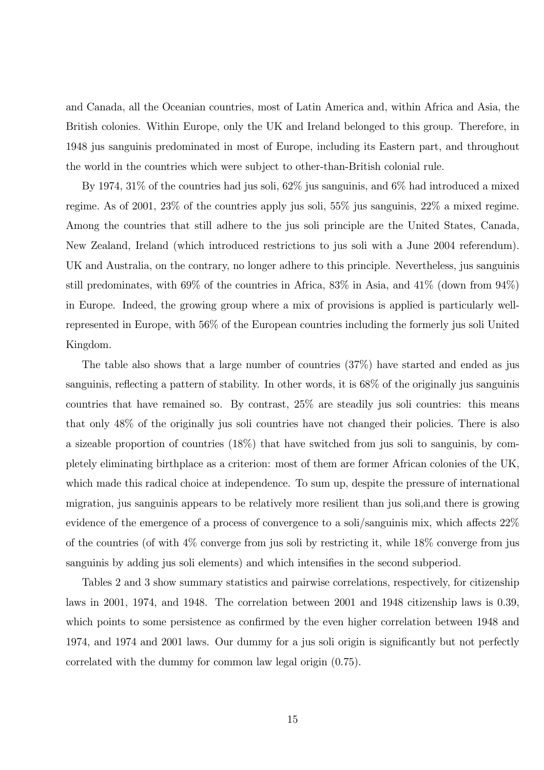and Canada, all the Oceanian countries, most of Latin America and, within Africa and Asia, the British colonies. Within Europe, only the UK and Ireland belonged to this group. Therefore, in 1948 jus sanguinis predominated in most of Europe, including its Eastern part, and throughout the world in the countries which were subject to other-than-British colonial rule.

By 1974, 31% of the countries had jus soli, 62% jus sanguinis, and 6% had introduced a mixed regime. As of 2001, 23% of the countries apply jus soli, 55% jus sanguinis, 22% a mixed regime. Among the countries that still adhere to the jus soli principle are the United States, Canada, New Zealand, Ireland (which introduced restrictions to jus soli with a June 2004 referendum). UK and Australia, on the contrary, no longer adhere to this principle. Nevertheless, jus sanguinis still predominates, with 69% of the countries in Africa, 83% in Asia, and 41% (down from 94%) in Europe. Indeed, the growing group where a mix of provisions is applied is particularly well-represented in Europe, with 56% of the European countries including the formerly jus soli United Kingdom.

The table also shows that a large number of countries (37%) have started and ended as jus sanguinis, reflecting a pattern of stability. In other words, it is 68% of the originally jus sanguinis countries that have remained so. By contrast, 25% are steadily jus soli countries: this means that only 48% of the originally jus soli countries have not changed their policies. There is also a sizeable proportion of countries (18%) that have switched from jus soli to sanguinis, by completely eliminating birthplace as a criterion: most of them are former African colonies of the UK, which made this radical choice at independence. To sum up, despite the pressure of international migration, jus sanguinis appears to be relatively more resilient than jus soli,and there is growing evidence of the emergence of a process of convergence to a soli/sanguinis mix, which affects 22% of the countries (of with 4% converge from jus soli by restricting it, while 18% converge from jus sanguinis by adding jus soli elements) and which intensifies in the second subperiod.

Tables 2 and 3 show summary statistics and pairwise correlations, respectively, for citizenship laws in 2001, 1974, and 1948. The correlation between 2001 and 1948 citizenship laws is 0.39, which points to some persistence as confirmed by the even higher correlation between 1948 and 1974, and 1974 and 2001 laws. Our dummy for a jus soli origin is significantly but not perfectly correlated with the dummy for common law legal origin (0.75).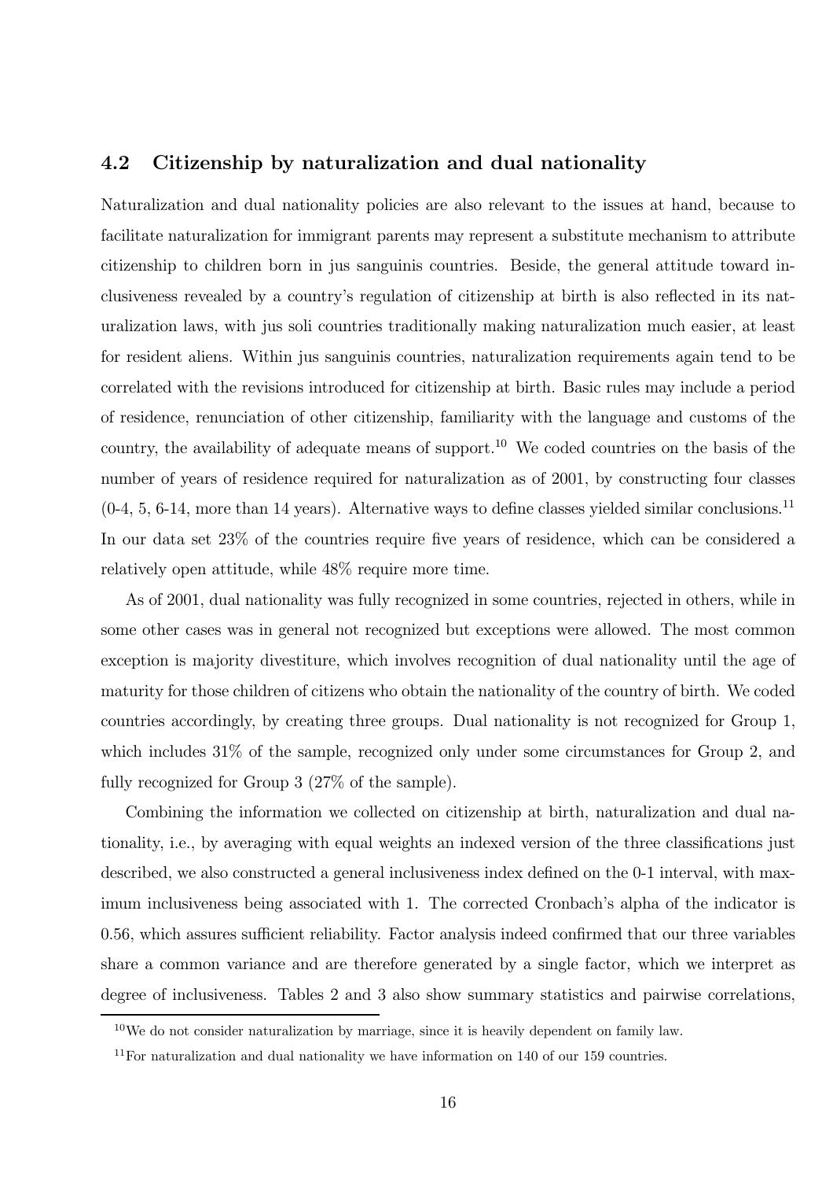## 4.2 Citizenship by naturalization and dual nationality

Naturalization and dual nationality policies are also relevant to the issues at hand, because to facilitate naturalization for immigrant parents may represent a substitute mechanism to attribute citizenship to children born in jus sanguinis countries. Beside, the general attitude toward inclusiveness revealed by a country's regulation of citizenship at birth is also reflected in its naturalization laws, with jus soli countries traditionally making naturalization much easier, at least for resident aliens. Within jus sanguinis countries, naturalization requirements again tend to be correlated with the revisions introduced for citizenship at birth. Basic rules may include a period of residence, renunciation of other citizenship, familiarity with the language and customs of the country, the availability of adequate means of support.[10] We coded countries on the basis of the number of years of residence required for naturalization as of 2001, by constructing four classes (0-4, 5, 6-14, more than 14 years). Alternative ways to define classes yielded similar conclusions.[11] In our data set 23% of the countries require five years of residence, which can be considered a relatively open attitude, while 48% require more time.

As of 2001, dual nationality was fully recognized in some countries, rejected in others, while in some other cases was in general not recognized but exceptions were allowed. The most common exception is majority divestiture, which involves recognition of dual nationality until the age of maturity for those children of citizens who obtain the nationality of the country of birth. We coded countries accordingly, by creating three groups. Dual nationality is not recognized for Group 1, which includes 31% of the sample, recognized only under some circumstances for Group 2, and fully recognized for Group 3 (27% of the sample).

Combining the information we collected on citizenship at birth, naturalization and dual nationality, i.e., by averaging with equal weights an indexed version of the three classifications just described, we also constructed a general inclusiveness index defined on the 0-1 interval, with maximum inclusiveness being associated with 1. The corrected Cronbach's alpha of the indicator is 0.56, which assures sufficient reliability. Factor analysis indeed confirmed that our three variables share a common variance and are therefore generated by a single factor, which we interpret as degree of inclusiveness. Tables 2 and 3 also show summary statistics and pairwise correlations,

[10] We do not consider naturalization by marriage, since it is heavily dependent on family law.

[11] For naturalization and dual nationality we have information on 140 of our 159 countries.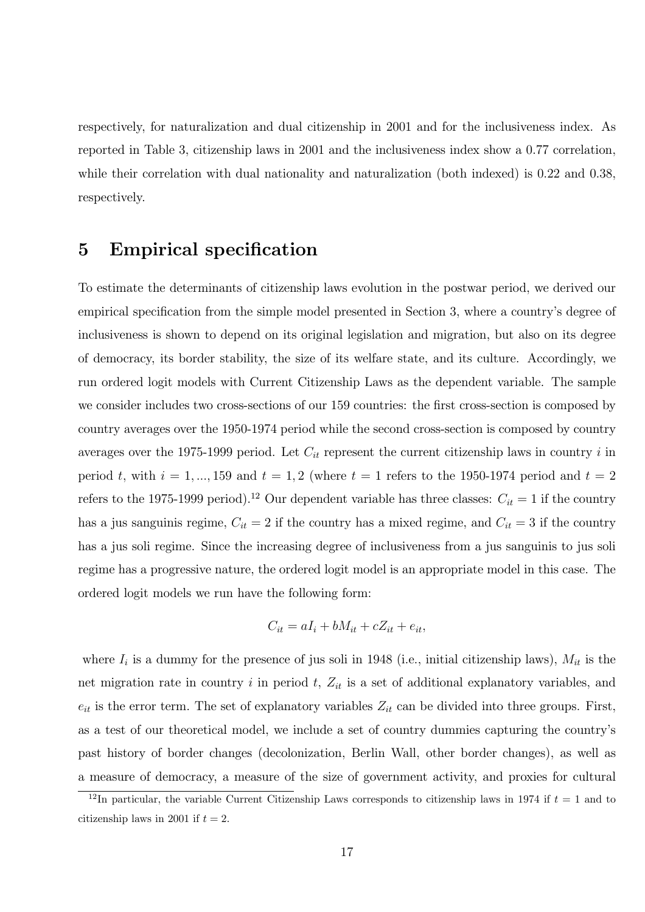respectively, for naturalization and dual citizenship in 2001 and for the inclusiveness index. As reported in Table 3, citizenship laws in 2001 and the inclusiveness index show a 0.77 correlation, while their correlation with dual nationality and naturalization (both indexed) is 0.22 and 0.38, respectively.

## 5 Empirical specification

To estimate the determinants of citizenship laws evolution in the postwar period, we derived our empirical specification from the simple model presented in Section 3, where a country's degree of inclusiveness is shown to depend on its original legislation and migration, but also on its degree of democracy, its border stability, the size of its welfare state, and its culture. Accordingly, we run ordered logit models with Current Citizenship Laws as the dependent variable. The sample we consider includes two cross-sections of our 159 countries: the first cross-section is composed by country averages over the 1950-1974 period while the second cross-section is composed by country averages over the 1975-1999 period. Let $C_{it}$ represent the current citizenship laws in country $i$ in period $t$, with $i = 1, ..., 159$ and $t = 1, 2$ (where $t = 1$ refers to the 1950-1974 period and $t = 2$ refers to the 1975-1999 period).[12] Our dependent variable has three classes: $C_{it} = 1$ if the country has a jus sanguinis regime, $C_{it} = 2$ if the country has a mixed regime, and $C_{it} = 3$ if the country has a jus soli regime. Since the increasing degree of inclusiveness from a jus sanguinis to jus soli regime has a progressive nature, the ordered logit model is an appropriate model in this case. The ordered logit models we run have the following form:

$$C_{it} = aI_i + bM_{it} + cZ_{it} + e_{it},$$

where $I_i$ is a dummy for the presence of jus soli in 1948 (i.e., initial citizenship laws), $M_{it}$ is the net migration rate in country $i$ in period $t$, $Z_{it}$ is a set of additional explanatory variables, and $e_{it}$ is the error term. The set of explanatory variables $Z_{it}$ can be divided into three groups. First, as a test of our theoretical model, we include a set of country dummies capturing the country's past history of border changes (decolonization, Berlin Wall, other border changes), as well as a measure of democracy, a measure of the size of government activity, and proxies for cultural

[12] In particular, the variable Current Citizenship Laws corresponds to citizenship laws in 1974 if $t = 1$ and to citizenship laws in 2001 if $t = 2$.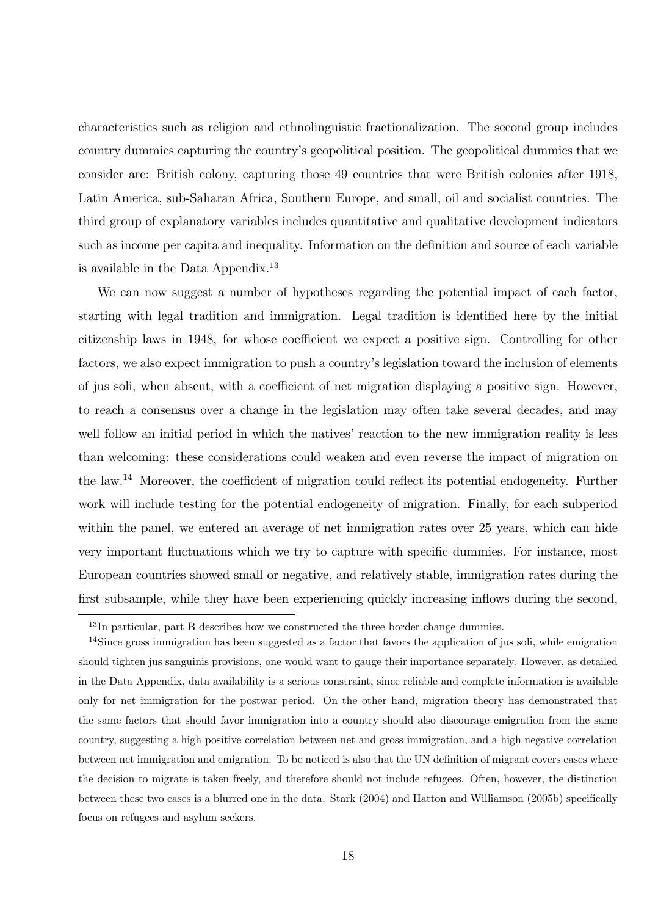characteristics such as religion and ethnolinguistic fractionalization. The second group includes country dummies capturing the country's geopolitical position. The geopolitical dummies that we consider are: British colony, capturing those 49 countries that were British colonies after 1918, Latin America, sub-Saharan Africa, Southern Europe, and small, oil and socialist countries. The third group of explanatory variables includes quantitative and qualitative development indicators such as income per capita and inequality. Information on the definition and source of each variable is available in the Data Appendix.[13]

We can now suggest a number of hypotheses regarding the potential impact of each factor, starting with legal tradition and immigration. Legal tradition is identified here by the initial citizenship laws in 1948, for whose coefficient we expect a positive sign. Controlling for other factors, we also expect immigration to push a country's legislation toward the inclusion of elements of jus soli, when absent, with a coefficient of net migration displaying a positive sign. However, to reach a consensus over a change in the legislation may often take several decades, and may well follow an initial period in which the natives' reaction to the new immigration reality is less than welcoming: these considerations could weaken and even reverse the impact of migration on the law.[14] Moreover, the coefficient of migration could reflect its potential endogeneity. Further work will include testing for the potential endogeneity of migration. Finally, for each subperiod within the panel, we entered an average of net immigration rates over 25 years, which can hide very important fluctuations which we try to capture with specific dummies. For instance, most European countries showed small or negative, and relatively stable, immigration rates during the first subsample, while they have been experiencing quickly increasing inflows during the second,

[13] In particular, part B describes how we constructed the three border change dummies.

[14] Since gross immigration has been suggested as a factor that favors the application of jus soli, while emigration should tighten jus sanguinis provisions, one would want to gauge their importance separately. However, as detailed in the Data Appendix, data availability is a serious constraint, since reliable and complete information is available only for net immigration for the postwar period. On the other hand, migration theory has demonstrated that the same factors that should favor immigration into a country should also discourage emigration from the same country, suggesting a high positive correlation between net and gross immigration, and a high negative correlation between net immigration and emigration. To be noticed is also that the UN definition of migrant covers cases where the decision to migrate is taken freely, and therefore should not include refugees. Often, however, the distinction between these two cases is a blurred one in the data. Stark (2004) and Hatton and Williamson (2005b) specifically focus on refugees and asylum seekers.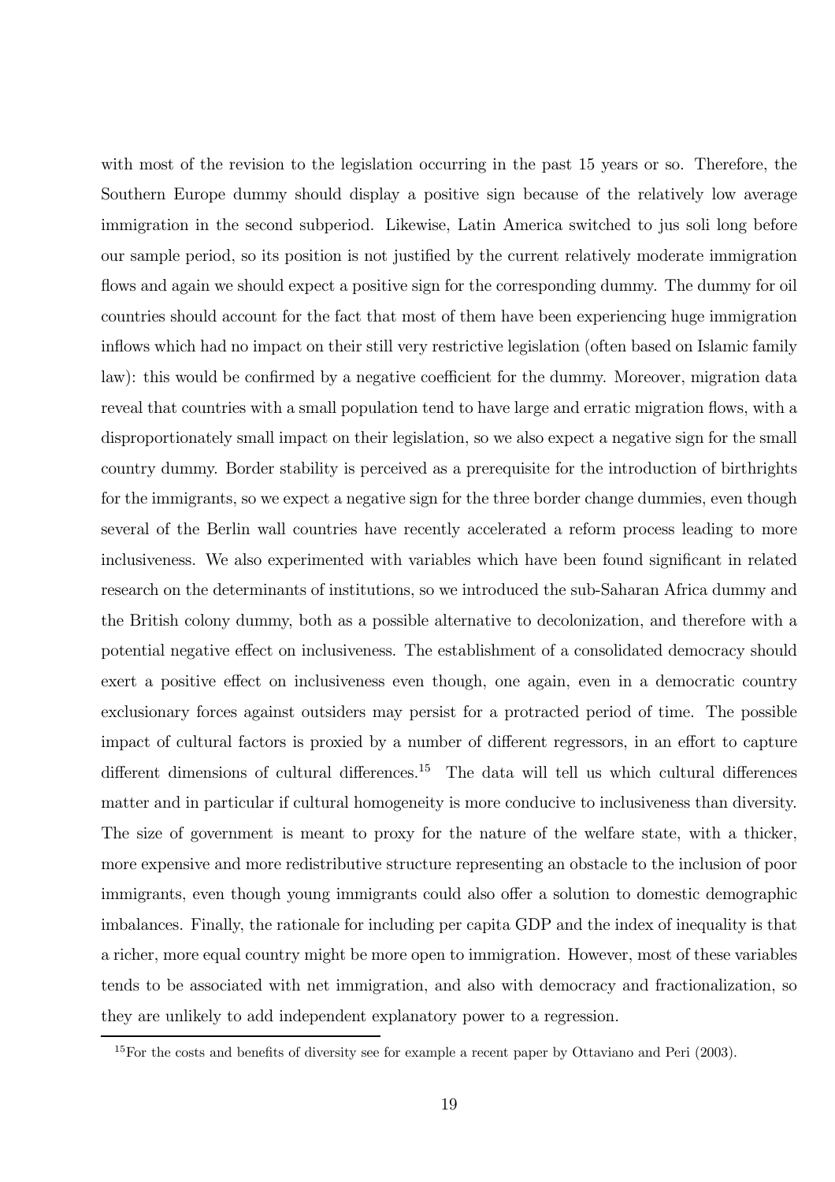with most of the revision to the legislation occurring in the past 15 years or so. Therefore, the Southern Europe dummy should display a positive sign because of the relatively low average immigration in the second subperiod. Likewise, Latin America switched to jus soli long before our sample period, so its position is not justified by the current relatively moderate immigration flows and again we should expect a positive sign for the corresponding dummy. The dummy for oil countries should account for the fact that most of them have been experiencing huge immigration inflows which had no impact on their still very restrictive legislation (often based on Islamic family law): this would be confirmed by a negative coefficient for the dummy. Moreover, migration data reveal that countries with a small population tend to have large and erratic migration flows, with a disproportionately small impact on their legislation, so we also expect a negative sign for the small country dummy. Border stability is perceived as a prerequisite for the introduction of birthrights for the immigrants, so we expect a negative sign for the three border change dummies, even though several of the Berlin wall countries have recently accelerated a reform process leading to more inclusiveness. We also experimented with variables which have been found significant in related research on the determinants of institutions, so we introduced the sub-Saharan Africa dummy and the British colony dummy, both as a possible alternative to decolonization, and therefore with a potential negative effect on inclusiveness. The establishment of a consolidated democracy should exert a positive effect on inclusiveness even though, one again, even in a democratic country exclusionary forces against outsiders may persist for a protracted period of time. The possible impact of cultural factors is proxied by a number of different regressors, in an effort to capture different dimensions of cultural differences.[15] The data will tell us which cultural differences matter and in particular if cultural homogeneity is more conducive to inclusiveness than diversity. The size of government is meant to proxy for the nature of the welfare state, with a thicker, more expensive and more redistributive structure representing an obstacle to the inclusion of poor immigrants, even though young immigrants could also offer a solution to domestic demographic imbalances. Finally, the rationale for including per capita GDP and the index of inequality is that a richer, more equal country might be more open to immigration. However, most of these variables tends to be associated with net immigration, and also with democracy and fractionalization, so they are unlikely to add independent explanatory power to a regression.

[15] For the costs and benefits of diversity see for example a recent paper by Ottaviano and Peri (2003).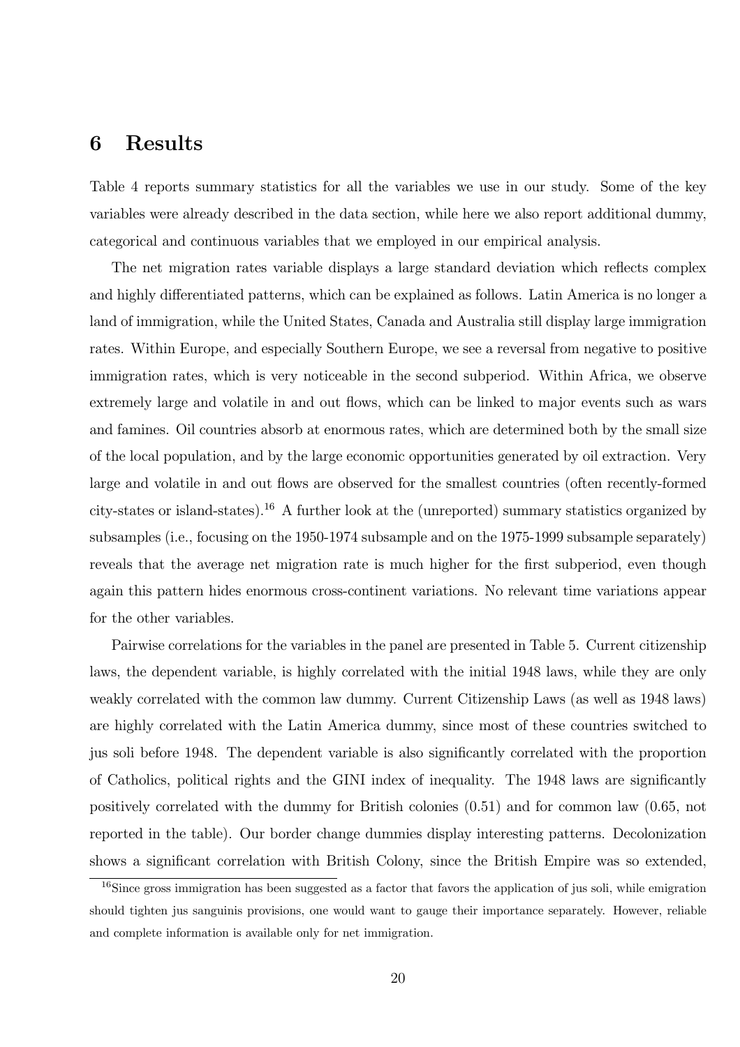# 6 Results

Table 4 reports summary statistics for all the variables we use in our study. Some of the key variables were already described in the data section, while here we also report additional dummy, categorical and continuous variables that we employed in our empirical analysis.

The net migration rates variable displays a large standard deviation which reflects complex and highly differentiated patterns, which can be explained as follows. Latin America is no longer a land of immigration, while the United States, Canada and Australia still display large immigration rates. Within Europe, and especially Southern Europe, we see a reversal from negative to positive immigration rates, which is very noticeable in the second subperiod. Within Africa, we observe extremely large and volatile in and out flows, which can be linked to major events such as wars and famines. Oil countries absorb at enormous rates, which are determined both by the small size of the local population, and by the large economic opportunities generated by oil extraction. Very large and volatile in and out flows are observed for the smallest countries (often recently-formed city-states or island-states).[16] A further look at the (unreported) summary statistics organized by subsamples (i.e., focusing on the 1950-1974 subsample and on the 1975-1999 subsample separately) reveals that the average net migration rate is much higher for the first subperiod, even though again this pattern hides enormous cross-continent variations. No relevant time variations appear for the other variables.

Pairwise correlations for the variables in the panel are presented in Table 5. Current citizenship laws, the dependent variable, is highly correlated with the initial 1948 laws, while they are only weakly correlated with the common law dummy. Current Citizenship Laws (as well as 1948 laws) are highly correlated with the Latin America dummy, since most of these countries switched to jus soli before 1948. The dependent variable is also significantly correlated with the proportion of Catholics, political rights and the GINI index of inequality. The 1948 laws are significantly positively correlated with the dummy for British colonies (0.51) and for common law (0.65, not reported in the table). Our border change dummies display interesting patterns. Decolonization shows a significant correlation with British Colony, since the British Empire was so extended,

[16] Since gross immigration has been suggested as a factor that favors the application of jus soli, while emigration should tighten jus sanguinis provisions, one would want to gauge their importance separately. However, reliable and complete information is available only for net immigration.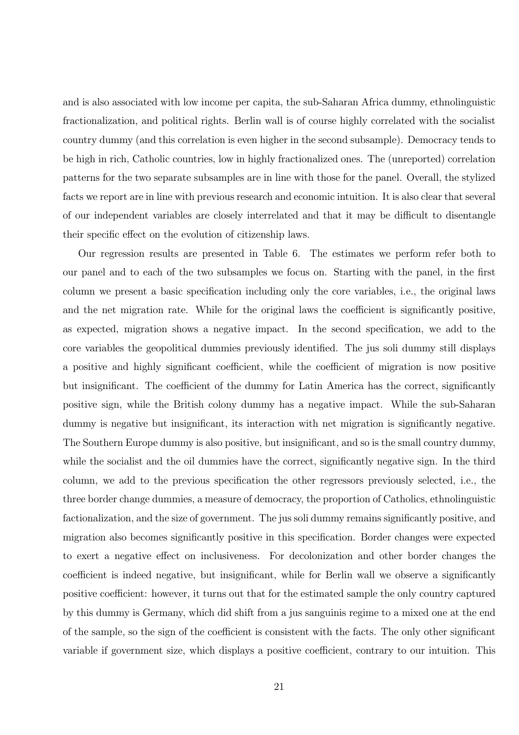and is also associated with low income per capita, the sub-Saharan Africa dummy, ethnolinguistic fractionalization, and political rights. Berlin wall is of course highly correlated with the socialist country dummy (and this correlation is even higher in the second subsample). Democracy tends to be high in rich, Catholic countries, low in highly fractionalized ones. The (unreported) correlation patterns for the two separate subsamples are in line with those for the panel. Overall, the stylized facts we report are in line with previous research and economic intuition. It is also clear that several of our independent variables are closely interrelated and that it may be difficult to disentangle their specific effect on the evolution of citizenship laws.

Our regression results are presented in Table 6. The estimates we perform refer both to our panel and to each of the two subsamples we focus on. Starting with the panel, in the first column we present a basic specification including only the core variables, i.e., the original laws and the net migration rate. While for the original laws the coefficient is significantly positive, as expected, migration shows a negative impact. In the second specification, we add to the core variables the geopolitical dummies previously identified. The jus soli dummy still displays a positive and highly significant coefficient, while the coefficient of migration is now positive but insignificant. The coefficient of the dummy for Latin America has the correct, significantly positive sign, while the British colony dummy has a negative impact. While the sub-Saharan dummy is negative but insignificant, its interaction with net migration is significantly negative. The Southern Europe dummy is also positive, but insignificant, and so is the small country dummy, while the socialist and the oil dummies have the correct, significantly negative sign. In the third column, we add to the previous specification the other regressors previously selected, i.e., the three border change dummies, a measure of democracy, the proportion of Catholics, ethnolinguistic factionalization, and the size of government. The jus soli dummy remains significantly positive, and migration also becomes significantly positive in this specification. Border changes were expected to exert a negative effect on inclusiveness. For decolonization and other border changes the coefficient is indeed negative, but insignificant, while for Berlin wall we observe a significantly positive coefficient: however, it turns out that for the estimated sample the only country captured by this dummy is Germany, which did shift from a jus sanguinis regime to a mixed one at the end of the sample, so the sign of the coefficient is consistent with the facts. The only other significant variable if government size, which displays a positive coefficient, contrary to our intuition. This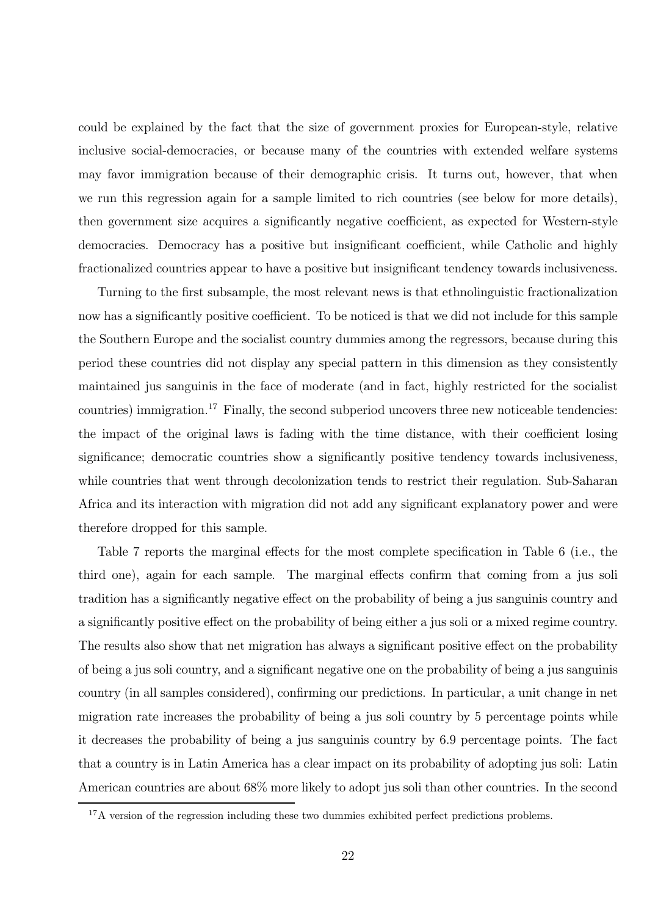could be explained by the fact that the size of government proxies for European-style, relative inclusive social-democracies, or because many of the countries with extended welfare systems may favor immigration because of their demographic crisis. It turns out, however, that when we run this regression again for a sample limited to rich countries (see below for more details), then government size acquires a significantly negative coefficient, as expected for Western-style democracies. Democracy has a positive but insignificant coefficient, while Catholic and highly fractionalized countries appear to have a positive but insignificant tendency towards inclusiveness.

Turning to the first subsample, the most relevant news is that ethnolinguistic fractionalization now has a significantly positive coefficient. To be noticed is that we did not include for this sample the Southern Europe and the socialist country dummies among the regressors, because during this period these countries did not display any special pattern in this dimension as they consistently maintained jus sanguinis in the face of moderate (and in fact, highly restricted for the socialist countries) immigration.[17] Finally, the second subperiod uncovers three new noticeable tendencies: the impact of the original laws is fading with the time distance, with their coefficient losing significance; democratic countries show a significantly positive tendency towards inclusiveness, while countries that went through decolonization tends to restrict their regulation. Sub-Saharan Africa and its interaction with migration did not add any significant explanatory power and were therefore dropped for this sample.

Table 7 reports the marginal effects for the most complete specification in Table 6 (i.e., the third one), again for each sample. The marginal effects confirm that coming from a jus soli tradition has a significantly negative effect on the probability of being a jus sanguinis country and a significantly positive effect on the probability of being either a jus soli or a mixed regime country. The results also show that net migration has always a significant positive effect on the probability of being a jus soli country, and a significant negative one on the probability of being a jus sanguinis country (in all samples considered), confirming our predictions. In particular, a unit change in net migration rate increases the probability of being a jus soli country by 5 percentage points while it decreases the probability of being a jus sanguinis country by 6.9 percentage points. The fact that a country is in Latin America has a clear impact on its probability of adopting jus soli: Latin American countries are about 68% more likely to adopt jus soli than other countries. In the second

[17] A version of the regression including these two dummies exhibited perfect predictions problems.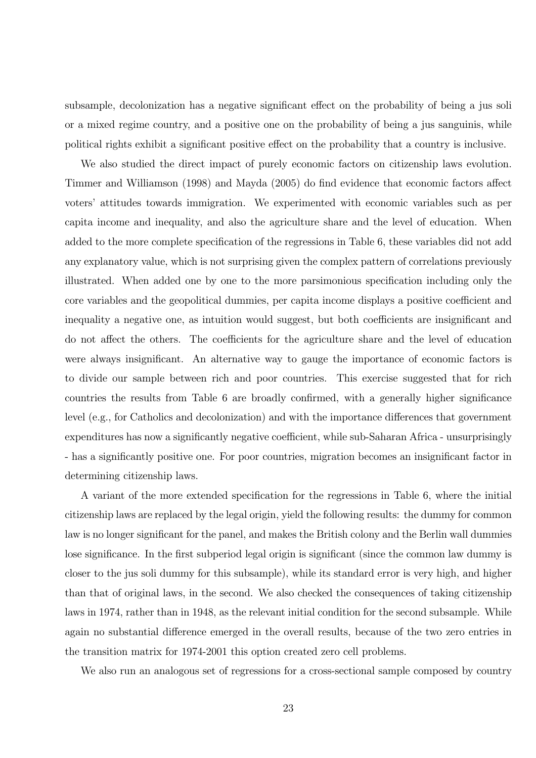subsample, decolonization has a negative significant effect on the probability of being a jus soli or a mixed regime country, and a positive one on the probability of being a jus sanguinis, while political rights exhibit a significant positive effect on the probability that a country is inclusive.

We also studied the direct impact of purely economic factors on citizenship laws evolution. Timmer and Williamson (1998) and Mayda (2005) do find evidence that economic factors affect voters' attitudes towards immigration. We experimented with economic variables such as per capita income and inequality, and also the agriculture share and the level of education. When added to the more complete specification of the regressions in Table 6, these variables did not add any explanatory value, which is not surprising given the complex pattern of correlations previously illustrated. When added one by one to the more parsimonious specification including only the core variables and the geopolitical dummies, per capita income displays a positive coefficient and inequality a negative one, as intuition would suggest, but both coefficients are insignificant and do not affect the others. The coefficients for the agriculture share and the level of education were always insignificant. An alternative way to gauge the importance of economic factors is to divide our sample between rich and poor countries. This exercise suggested that for rich countries the results from Table 6 are broadly confirmed, with a generally higher significance level (e.g., for Catholics and decolonization) and with the importance differences that government expenditures has now a significantly negative coefficient, while sub-Saharan Africa - unsurprisingly - has a significantly positive one. For poor countries, migration becomes an insignificant factor in determining citizenship laws.

A variant of the more extended specification for the regressions in Table 6, where the initial citizenship laws are replaced by the legal origin, yield the following results: the dummy for common law is no longer significant for the panel, and makes the British colony and the Berlin wall dummies lose significance. In the first subperiod legal origin is significant (since the common law dummy is closer to the jus soli dummy for this subsample), while its standard error is very high, and higher than that of original laws, in the second. We also checked the consequences of taking citizenship laws in 1974, rather than in 1948, as the relevant initial condition for the second subsample. While again no substantial difference emerged in the overall results, because of the two zero entries in the transition matrix for 1974-2001 this option created zero cell problems.

We also run an analogous set of regressions for a cross-sectional sample composed by country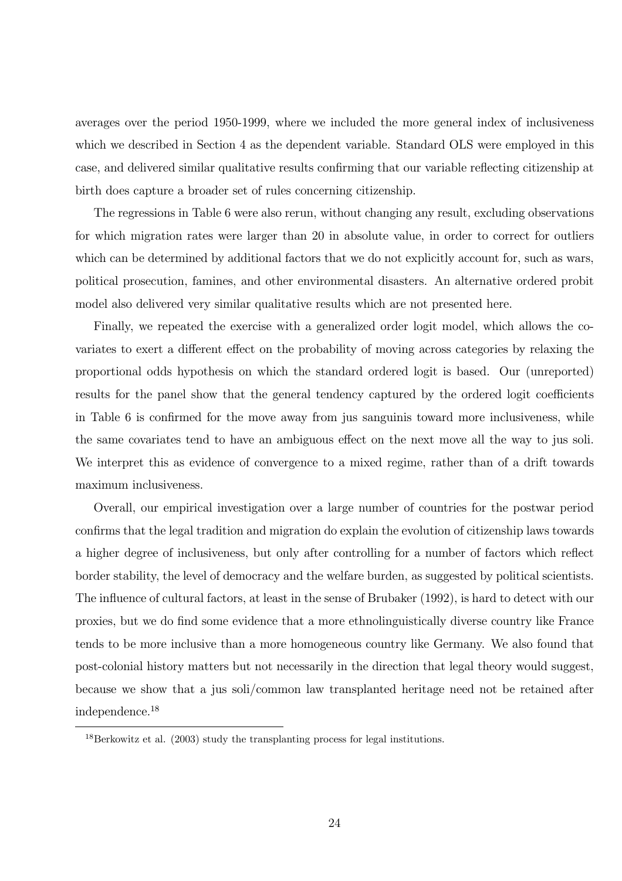averages over the period 1950-1999, where we included the more general index of inclusiveness which we described in Section 4 as the dependent variable. Standard OLS were employed in this case, and delivered similar qualitative results confirming that our variable reflecting citizenship at birth does capture a broader set of rules concerning citizenship.

The regressions in Table 6 were also rerun, without changing any result, excluding observations for which migration rates were larger than 20 in absolute value, in order to correct for outliers which can be determined by additional factors that we do not explicitly account for, such as wars, political prosecution, famines, and other environmental disasters. An alternative ordered probit model also delivered very similar qualitative results which are not presented here.

Finally, we repeated the exercise with a generalized order logit model, which allows the covariates to exert a different effect on the probability of moving across categories by relaxing the proportional odds hypothesis on which the standard ordered logit is based. Our (unreported) results for the panel show that the general tendency captured by the ordered logit coefficients in Table 6 is confirmed for the move away from jus sanguinis toward more inclusiveness, while the same covariates tend to have an ambiguous effect on the next move all the way to jus soli. We interpret this as evidence of convergence to a mixed regime, rather than of a drift towards maximum inclusiveness.

Overall, our empirical investigation over a large number of countries for the postwar period confirms that the legal tradition and migration do explain the evolution of citizenship laws towards a higher degree of inclusiveness, but only after controlling for a number of factors which reflect border stability, the level of democracy and the welfare burden, as suggested by political scientists. The influence of cultural factors, at least in the sense of Brubaker (1992), is hard to detect with our proxies, but we do find some evidence that a more ethnolinguistically diverse country like France tends to be more inclusive than a more homogeneous country like Germany. We also found that post-colonial history matters but not necessarily in the direction that legal theory would suggest, because we show that a jus soli/common law transplanted heritage need not be retained after independence.[18]

[18] Berkowitz et al. (2003) study the transplanting process for legal institutions.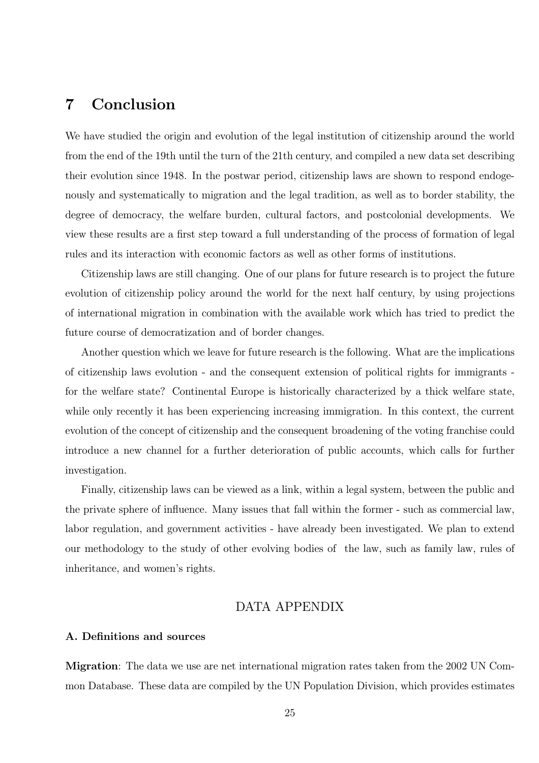# 7 Conclusion

We have studied the origin and evolution of the legal institution of citizenship around the world from the end of the 19th until the turn of the 21th century, and compiled a new data set describing their evolution since 1948. In the postwar period, citizenship laws are shown to respond endogenously and systematically to migration and the legal tradition, as well as to border stability, the degree of democracy, the welfare burden, cultural factors, and postcolonial developments. We view these results are a first step toward a full understanding of the process of formation of legal rules and its interaction with economic factors as well as other forms of institutions.

Citizenship laws are still changing. One of our plans for future research is to project the future evolution of citizenship policy around the world for the next half century, by using projections of international migration in combination with the available work which has tried to predict the future course of democratization and of border changes.

Another question which we leave for future research is the following. What are the implications of citizenship laws evolution - and the consequent extension of political rights for immigrants - for the welfare state? Continental Europe is historically characterized by a thick welfare state, while only recently it has been experiencing increasing immigration. In this context, the current evolution of the concept of citizenship and the consequent broadening of the voting franchise could introduce a new channel for a further deterioration of public accounts, which calls for further investigation.

Finally, citizenship laws can be viewed as a link, within a legal system, between the public and the private sphere of influence. Many issues that fall within the former - such as commercial law, labor regulation, and government activities - have already been investigated. We plan to extend our methodology to the study of other evolving bodies of the law, such as family law, rules of inheritance, and women's rights.

## DATA APPENDIX

### A. Definitions and sources

**Migration**: The data we use are net international migration rates taken from the 2002 UN Common Database. These data are compiled by the UN Population Division, which provides estimates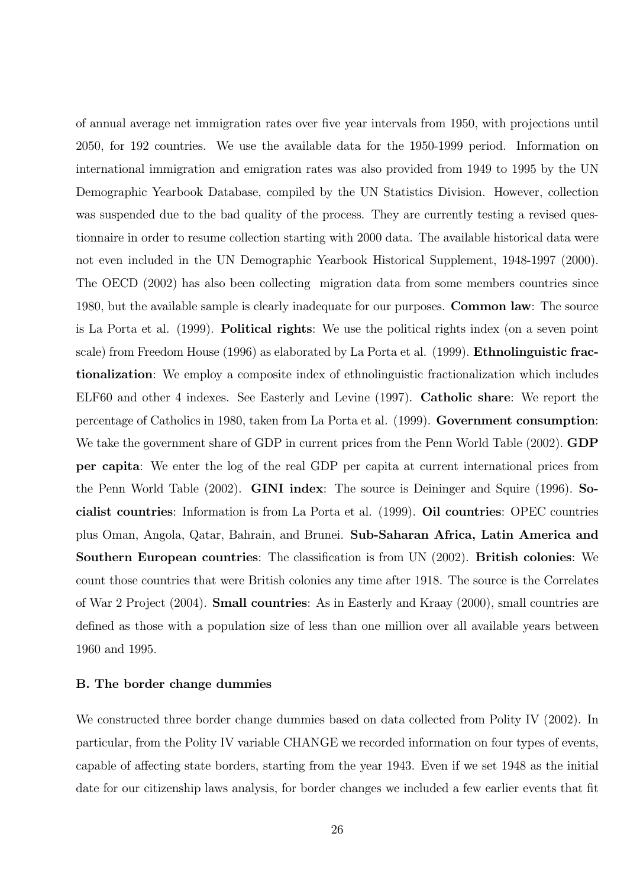of annual average net immigration rates over five year intervals from 1950, with projections until 2050, for 192 countries. We use the available data for the 1950-1999 period. Information on international immigration and emigration rates was also provided from 1949 to 1995 by the UN Demographic Yearbook Database, compiled by the UN Statistics Division. However, collection was suspended due to the bad quality of the process. They are currently testing a revised questionnaire in order to resume collection starting with 2000 data. The available historical data were not even included in the UN Demographic Yearbook Historical Supplement, 1948-1997 (2000). The OECD (2002) has also been collecting migration data from some members countries since 1980, but the available sample is clearly inadequate for our purposes. **Common law**: The source is La Porta et al. (1999). **Political rights**: We use the political rights index (on a seven point scale) from Freedom House (1996) as elaborated by La Porta et al. (1999). **Ethnolinguistic fractionalization**: We employ a composite index of ethnolinguistic fractionalization which includes ELF60 and other 4 indexes. See Easterly and Levine (1997). **Catholic share**: We report the percentage of Catholics in 1980, taken from La Porta et al. (1999). **Government consumption**: We take the government share of GDP in current prices from the Penn World Table (2002). **GDP per capita**: We enter the log of the real GDP per capita at current international prices from the Penn World Table (2002). **GINI index**: The source is Deininger and Squire (1996). **Socialist countries**: Information is from La Porta et al. (1999). **Oil countries**: OPEC countries plus Oman, Angola, Qatar, Bahrain, and Brunei. **Sub-Saharan Africa, Latin America and Southern European countries**: The classification is from UN (2002). **British colonies**: We count those countries that were British colonies any time after 1918. The source is the Correlates of War 2 Project (2004). **Small countries**: As in Easterly and Kraay (2000), small countries are defined as those with a population size of less than one million over all available years between 1960 and 1995.

### B. The border change dummies

We constructed three border change dummies based on data collected from Polity IV (2002). In particular, from the Polity IV variable CHANGE we recorded information on four types of events, capable of affecting state borders, starting from the year 1943. Even if we set 1948 as the initial date for our citizenship laws analysis, for border changes we included a few earlier events that fit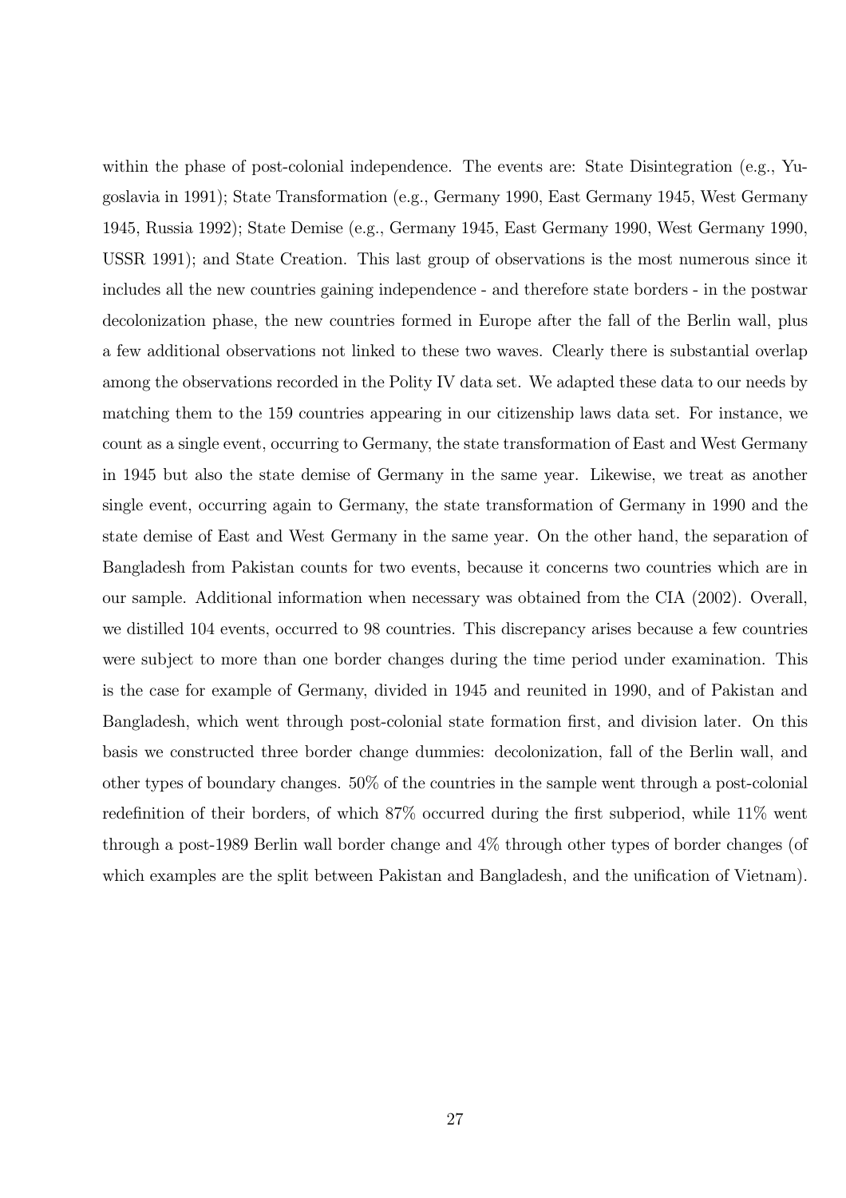within the phase of post-colonial independence. The events are: State Disintegration (e.g., Yugoslavia in 1991); State Transformation (e.g., Germany 1990, East Germany 1945, West Germany 1945, Russia 1992); State Demise (e.g., Germany 1945, East Germany 1990, West Germany 1990, USSR 1991); and State Creation. This last group of observations is the most numerous since it includes all the new countries gaining independence - and therefore state borders - in the postwar decolonization phase, the new countries formed in Europe after the fall of the Berlin wall, plus a few additional observations not linked to these two waves. Clearly there is substantial overlap among the observations recorded in the Polity IV data set. We adapted these data to our needs by matching them to the 159 countries appearing in our citizenship laws data set. For instance, we count as a single event, occurring to Germany, the state transformation of East and West Germany in 1945 but also the state demise of Germany in the same year. Likewise, we treat as another single event, occurring again to Germany, the state transformation of Germany in 1990 and the state demise of East and West Germany in the same year. On the other hand, the separation of Bangladesh from Pakistan counts for two events, because it concerns two countries which are in our sample. Additional information when necessary was obtained from the CIA (2002). Overall, we distilled 104 events, occurred to 98 countries. This discrepancy arises because a few countries were subject to more than one border changes during the time period under examination. This is the case for example of Germany, divided in 1945 and reunited in 1990, and of Pakistan and Bangladesh, which went through post-colonial state formation first, and division later. On this basis we constructed three border change dummies: decolonization, fall of the Berlin wall, and other types of boundary changes. 50% of the countries in the sample went through a post-colonial redefinition of their borders, of which 87% occurred during the first subperiod, while 11% went through a post-1989 Berlin wall border change and 4% through other types of border changes (of which examples are the split between Pakistan and Bangladesh, and the unification of Vietnam).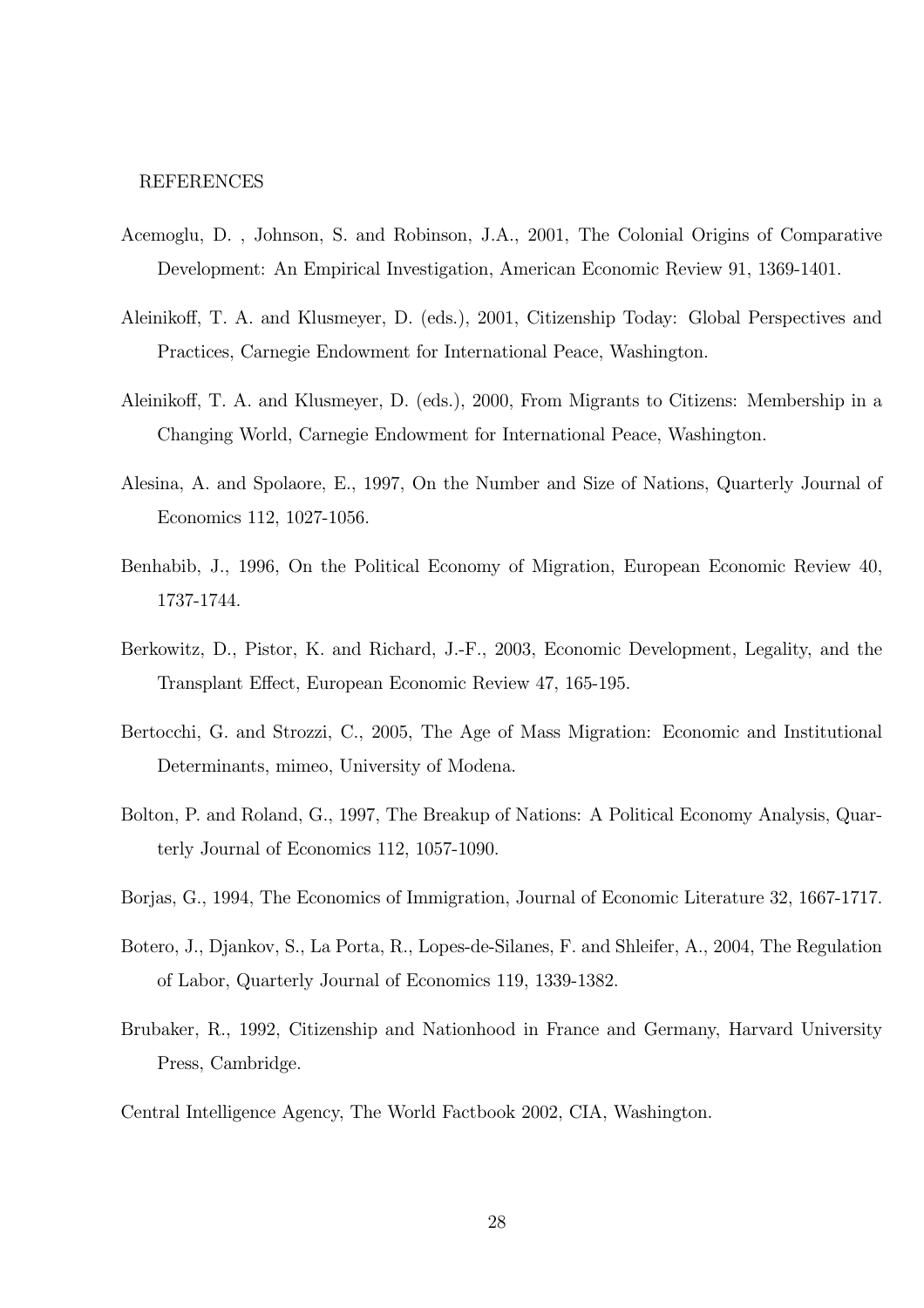## REFERENCES

Acemoglu, D. , Johnson, S. and Robinson, J.A., 2001, The Colonial Origins of Comparative Development: An Empirical Investigation, American Economic Review 91, 1369-1401.

Aleinikoff, T. A. and Klusmeyer, D. (eds.), 2001, Citizenship Today: Global Perspectives and Practices, Carnegie Endowment for International Peace, Washington.

Aleinikoff, T. A. and Klusmeyer, D. (eds.), 2000, From Migrants to Citizens: Membership in a Changing World, Carnegie Endowment for International Peace, Washington.

Alesina, A. and Spolaore, E., 1997, On the Number and Size of Nations, Quarterly Journal of Economics 112, 1027-1056.

Benhabib, J., 1996, On the Political Economy of Migration, European Economic Review 40, 1737-1744.

Berkowitz, D., Pistor, K. and Richard, J.-F., 2003, Economic Development, Legality, and the Transplant Effect, European Economic Review 47, 165-195.

Bertocchi, G. and Strozzi, C., 2005, The Age of Mass Migration: Economic and Institutional Determinants, mimeo, University of Modena.

Bolton, P. and Roland, G., 1997, The Breakup of Nations: A Political Economy Analysis, Quarterly Journal of Economics 112, 1057-1090.

Borjas, G., 1994, The Economics of Immigration, Journal of Economic Literature 32, 1667-1717.

Botero, J., Djankov, S., La Porta, R., Lopes-de-Silanes, F. and Shleifer, A., 2004, The Regulation of Labor, Quarterly Journal of Economics 119, 1339-1382.

Brubaker, R., 1992, Citizenship and Nationhood in France and Germany, Harvard University Press, Cambridge.

Central Intelligence Agency, The World Factbook 2002, CIA, Washington.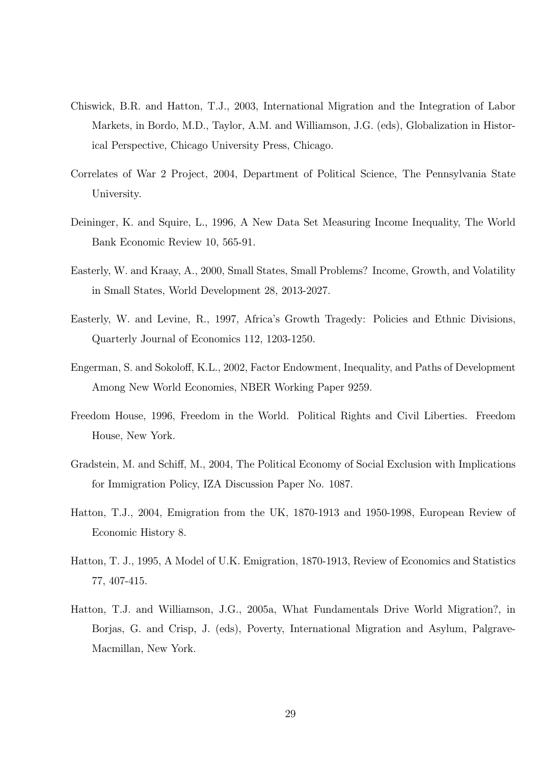Chiswick, B.R. and Hatton, T.J., 2003, International Migration and the Integration of Labor Markets, in Bordo, M.D., Taylor, A.M. and Williamson, J.G. (eds), Globalization in Historical Perspective, Chicago University Press, Chicago.

Correlates of War 2 Project, 2004, Department of Political Science, The Pennsylvania State University.

Deininger, K. and Squire, L., 1996, A New Data Set Measuring Income Inequality, The World Bank Economic Review 10, 565-91.

Easterly, W. and Kraay, A., 2000, Small States, Small Problems? Income, Growth, and Volatility in Small States, World Development 28, 2013-2027.

Easterly, W. and Levine, R., 1997, Africa's Growth Tragedy: Policies and Ethnic Divisions, Quarterly Journal of Economics 112, 1203-1250.

Engerman, S. and Sokoloff, K.L., 2002, Factor Endowment, Inequality, and Paths of Development Among New World Economies, NBER Working Paper 9259.

Freedom House, 1996, Freedom in the World. Political Rights and Civil Liberties. Freedom House, New York.

Gradstein, M. and Schiff, M., 2004, The Political Economy of Social Exclusion with Implications for Immigration Policy, IZA Discussion Paper No. 1087.

Hatton, T.J., 2004, Emigration from the UK, 1870-1913 and 1950-1998, European Review of Economic History 8.

Hatton, T. J., 1995, A Model of U.K. Emigration, 1870-1913, Review of Economics and Statistics 77, 407-415.

Hatton, T.J. and Williamson, J.G., 2005a, What Fundamentals Drive World Migration?, in Borjas, G. and Crisp, J. (eds), Poverty, International Migration and Asylum, Palgrave-Macmillan, New York.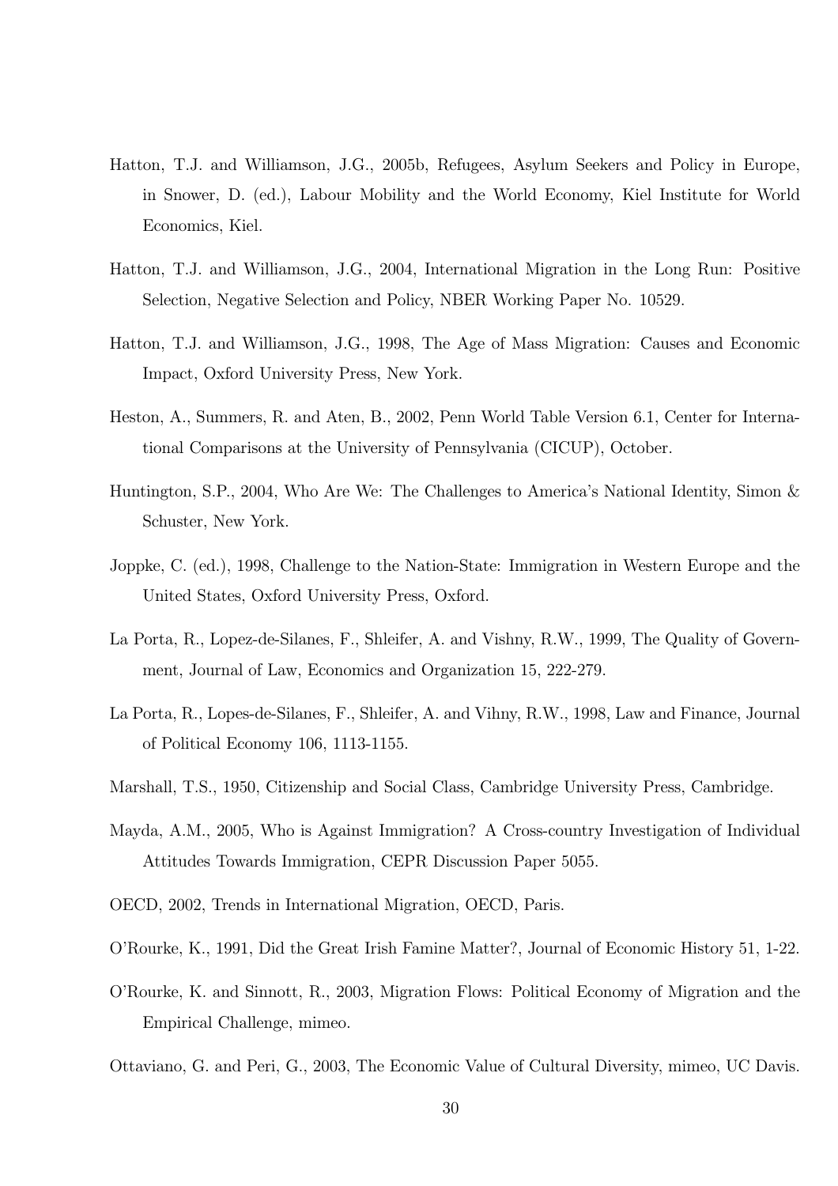Hatton, T.J. and Williamson, J.G., 2005b, Refugees, Asylum Seekers and Policy in Europe, in Snower, D. (ed.), Labour Mobility and the World Economy, Kiel Institute for World Economics, Kiel.

Hatton, T.J. and Williamson, J.G., 2004, International Migration in the Long Run: Positive Selection, Negative Selection and Policy, NBER Working Paper No. 10529.

Hatton, T.J. and Williamson, J.G., 1998, The Age of Mass Migration: Causes and Economic Impact, Oxford University Press, New York.

Heston, A., Summers, R. and Aten, B., 2002, Penn World Table Version 6.1, Center for International Comparisons at the University of Pennsylvania (CICUP), October.

Huntington, S.P., 2004, Who Are We: The Challenges to America's National Identity, Simon & Schuster, New York.

Joppke, C. (ed.), 1998, Challenge to the Nation-State: Immigration in Western Europe and the United States, Oxford University Press, Oxford.

La Porta, R., Lopez-de-Silanes, F., Shleifer, A. and Vishny, R.W., 1999, The Quality of Government, Journal of Law, Economics and Organization 15, 222-279.

La Porta, R., Lopes-de-Silanes, F., Shleifer, A. and Vihny, R.W., 1998, Law and Finance, Journal of Political Economy 106, 1113-1155.

Marshall, T.S., 1950, Citizenship and Social Class, Cambridge University Press, Cambridge.

Mayda, A.M., 2005, Who is Against Immigration? A Cross-country Investigation of Individual Attitudes Towards Immigration, CEPR Discussion Paper 5055.

OECD, 2002, Trends in International Migration, OECD, Paris.

O'Rourke, K., 1991, Did the Great Irish Famine Matter?, Journal of Economic History 51, 1-22.

O'Rourke, K. and Sinnott, R., 2003, Migration Flows: Political Economy of Migration and the Empirical Challenge, mimeo.

Ottaviano, G. and Peri, G., 2003, The Economic Value of Cultural Diversity, mimeo, UC Davis.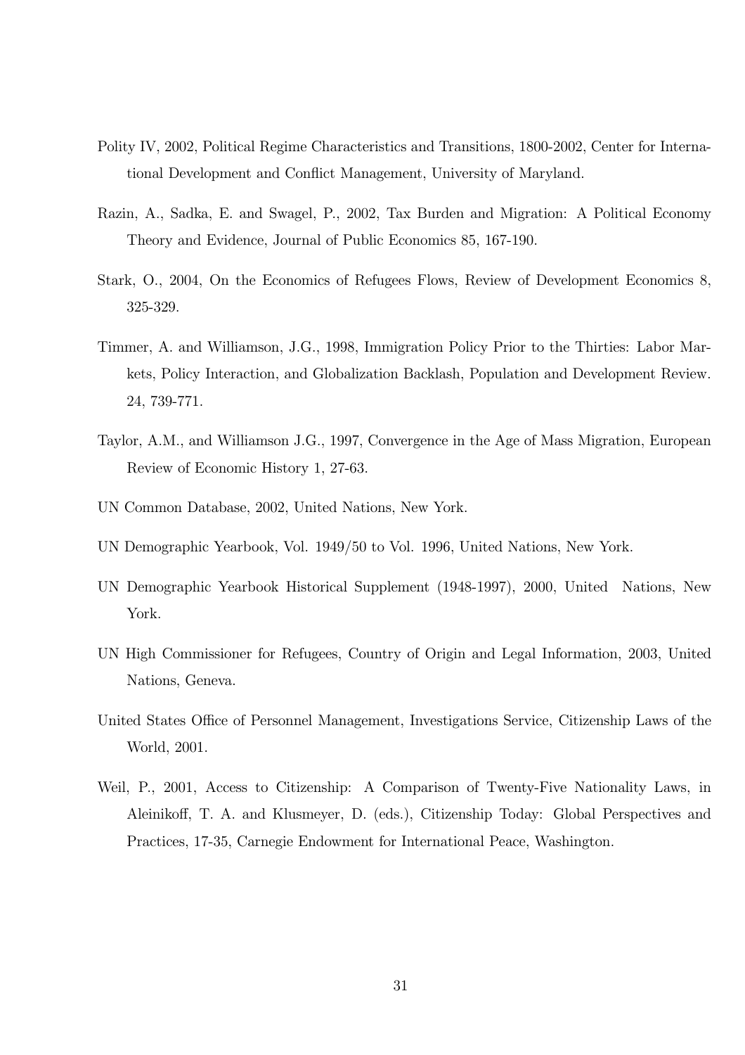Polity IV, 2002, Political Regime Characteristics and Transitions, 1800-2002, Center for International Development and Conflict Management, University of Maryland.

Razin, A., Sadka, E. and Swagel, P., 2002, Tax Burden and Migration: A Political Economy Theory and Evidence, Journal of Public Economics 85, 167-190.

Stark, O., 2004, On the Economics of Refugees Flows, Review of Development Economics 8, 325-329.

Timmer, A. and Williamson, J.G., 1998, Immigration Policy Prior to the Thirties: Labor Markets, Policy Interaction, and Globalization Backlash, Population and Development Review. 24, 739-771.

Taylor, A.M., and Williamson J.G., 1997, Convergence in the Age of Mass Migration, European Review of Economic History 1, 27-63.

UN Common Database, 2002, United Nations, New York.

UN Demographic Yearbook, Vol. 1949/50 to Vol. 1996, United Nations, New York.

UN Demographic Yearbook Historical Supplement (1948-1997), 2000, United Nations, New York.

UN High Commissioner for Refugees, Country of Origin and Legal Information, 2003, United Nations, Geneva.

United States Office of Personnel Management, Investigations Service, Citizenship Laws of the World, 2001.

Weil, P., 2001, Access to Citizenship: A Comparison of Twenty-Five Nationality Laws, in Aleinikoff, T. A. and Klusmeyer, D. (eds.), Citizenship Today: Global Perspectives and Practices, 17-35, Carnegie Endowment for International Peace, Washington.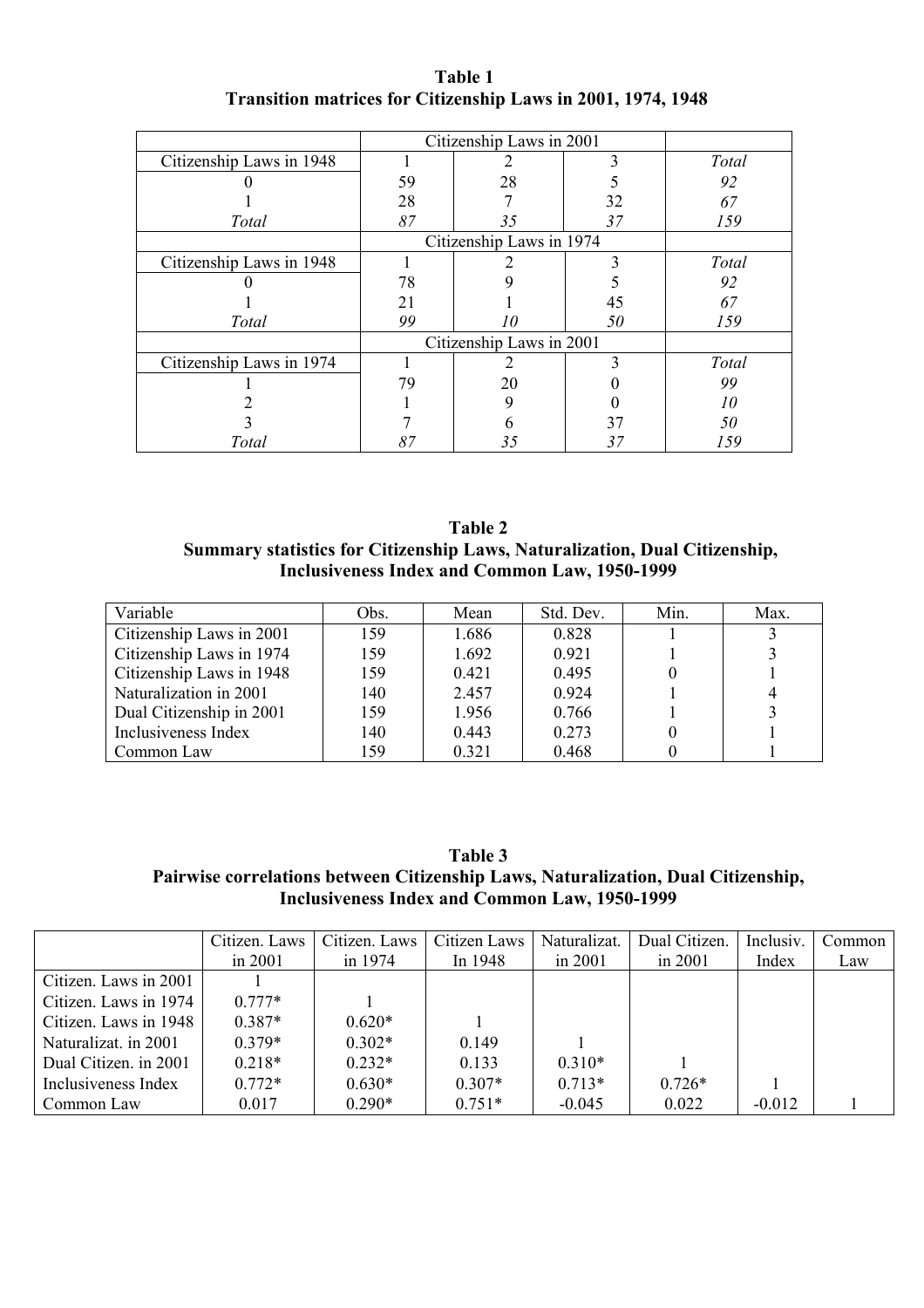**Table 1**
**Transition matrices for Citizenship Laws in 2001, 1974, 1948**

| | Citizenship Laws in 2001 | | | |
|---|---|---|---|---|
| Citizenship Laws in 1948 | 1 | 2 | 3 | *Total* |
| 0 | 59 | 28 | 5 | *92* |
| 1 | 28 | 7 | 32 | *67* |
| *Total* | *87* | *35* | *37* | *159* |
| | Citizenship Laws in 1974 | | | |
| Citizenship Laws in 1948 | 1 | 2 | 3 | *Total* |
| 0 | 78 | 9 | 5 | *92* |
| 1 | 21 | 1 | 45 | *67* |
| *Total* | *99* | *10* | *50* | *159* |
| | Citizenship Laws in 2001 | | | |
| Citizenship Laws in 1974 | 1 | 2 | 3 | *Total* |
| 1 | 79 | 20 | 0 | *99* |
| 2 | 1 | 9 | 0 | *10* |
| 3 | 7 | 6 | 37 | *50* |
| *Total* | *87* | *35* | *37* | *159* |

**Table 2**
**Summary statistics for Citizenship Laws, Naturalization, Dual Citizenship, Inclusiveness Index and Common Law, 1950-1999**

| Variable | Obs. | Mean | Std. Dev. | Min. | Max. |
|---|---|---|---|---|---|
| Citizenship Laws in 2001 | 159 | 1.686 | 0.828 | 1 | 3 |
| Citizenship Laws in 1974 | 159 | 1.692 | 0.921 | 1 | 3 |
| Citizenship Laws in 1948 | 159 | 0.421 | 0.495 | 0 | 1 |
| Naturalization in 2001 | 140 | 2.457 | 0.924 | 1 | 4 |
| Dual Citizenship in 2001 | 159 | 1.956 | 0.766 | 1 | 3 |
| Inclusiveness Index | 140 | 0.443 | 0.273 | 0 | 1 |
| Common Law | 159 | 0.321 | 0.468 | 0 | 1 |

**Table 3**
**Pairwise correlations between Citizenship Laws, Naturalization, Dual Citizenship, Inclusiveness Index and Common Law, 1950-1999**

| | Citizen. Laws in 2001 | Citizen. Laws in 1974 | Citizen Laws In 1948 | Naturalizat. in 2001 | Dual Citizen. in 2001 | Inclusiv. Index | Common Law |
|---|---|---|---|---|---|---|---|
| Citizen. Laws in 2001 | 1 | | | | | | |
| Citizen. Laws in 1974 | 0.777* | 1 | | | | | |
| Citizen. Laws in 1948 | 0.387* | 0.620* | 1 | | | | |
| Naturalizat. in 2001 | 0.379* | 0.302* | 0.149 | 1 | | | |
| Dual Citizen. in 2001 | 0.218* | 0.232* | 0.133 | 0.310* | 1 | | |
| Inclusiveness Index | 0.772* | 0.630* | 0.307* | 0.713* | 0.726* | 1 | |
| Common Law | 0.017 | 0.290* | 0.751* | -0.045 | 0.022 | -0.012 | 1 |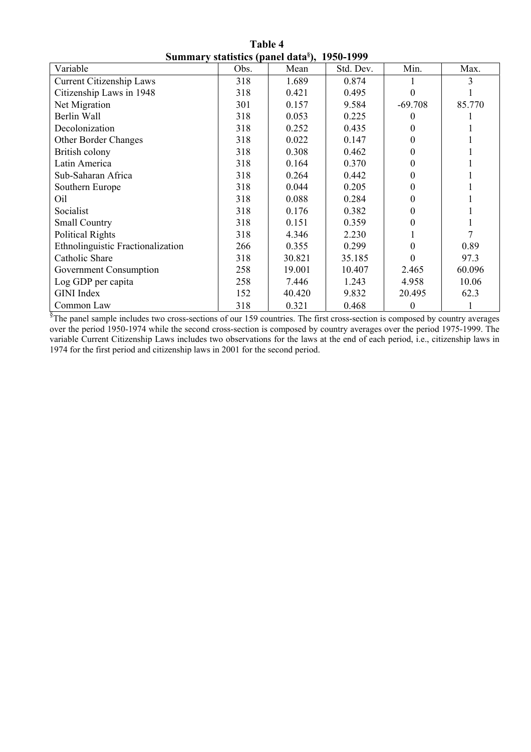**Table 4**
**Summary statistics (panel data[§]), 1950-1999**

| Variable | Obs. | Mean | Std. Dev. | Min. | Max. |
|---|---|---|---|---|---|
| Current Citizenship Laws | 318 | 1.689 | 0.874 | 1 | 3 |
| Citizenship Laws in 1948 | 318 | 0.421 | 0.495 | 0 | 1 |
| Net Migration | 301 | 0.157 | 9.584 | -69.708 | 85.770 |
| Berlin Wall | 318 | 0.053 | 0.225 | 0 | 1 |
| Decolonization | 318 | 0.252 | 0.435 | 0 | 1 |
| Other Border Changes | 318 | 0.022 | 0.147 | 0 | 1 |
| British colony | 318 | 0.308 | 0.462 | 0 | 1 |
| Latin America | 318 | 0.164 | 0.370 | 0 | 1 |
| Sub-Saharan Africa | 318 | 0.264 | 0.442 | 0 | 1 |
| Southern Europe | 318 | 0.044 | 0.205 | 0 | 1 |
| Oil | 318 | 0.088 | 0.284 | 0 | 1 |
| Socialist | 318 | 0.176 | 0.382 | 0 | 1 |
| Small Country | 318 | 0.151 | 0.359 | 0 | 1 |
| Political Rights | 318 | 4.346 | 2.230 | 1 | 7 |
| Ethnolinguistic Fractionalization | 266 | 0.355 | 0.299 | 0 | 0.89 |
| Catholic Share | 318 | 30.821 | 35.185 | 0 | 97.3 |
| Government Consumption | 258 | 19.001 | 10.407 | 2.465 | 60.096 |
| Log GDP per capita | 258 | 7.446 | 1.243 | 4.958 | 10.06 |
| GINI Index | 152 | 40.420 | 9.832 | 20.495 | 62.3 |
| Common Law | 318 | 0.321 | 0.468 | 0 | 1 |

[§]The panel sample includes two cross-sections of our 159 countries. The first cross-section is composed by country averages over the period 1950-1974 while the second cross-section is composed by country averages over the period 1975-1999. The variable Current Citizenship Laws includes two observations for the laws at the end of each period, i.e., citizenship laws in 1974 for the first period and citizenship laws in 2001 for the second period.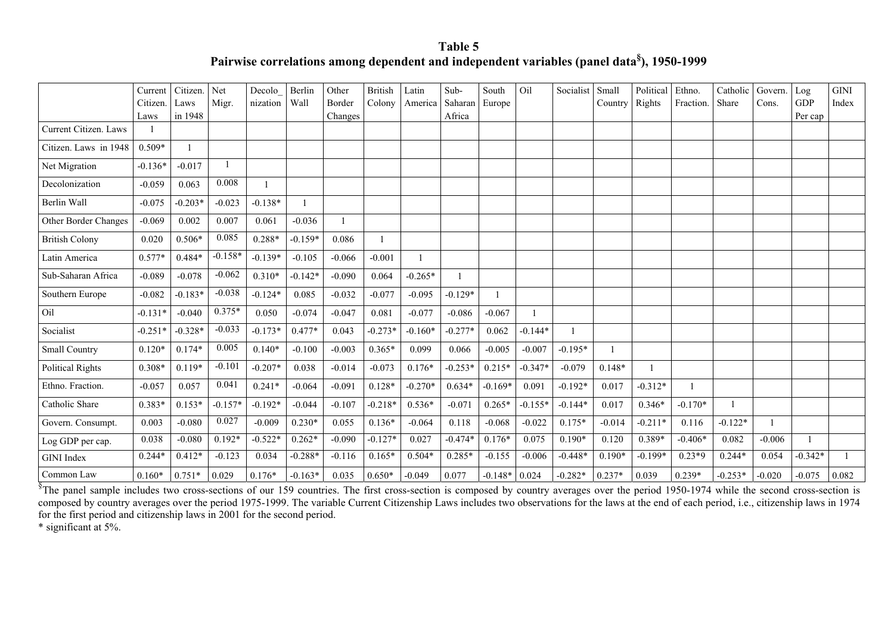**Table 5**
**Pairwise correlations among dependent and independent variables (panel data[§]), 1950-1999**

| | Current Citizen. Laws | Citizen. Laws in 1948 | Net Migr. | Decolo_ nization | Berlin Wall | Other Border Changes | British Colony | Latin America | Sub-Saharan Africa | South Europe | Oil | Socialist | Small Country | Political Rights | Ethno. Fraction. | Catholic Share | Govern. Cons. | Log GDP Per cap | GINI Index |
|---|---|---|---|---|---|---|---|---|---|---|---|---|---|---|---|---|---|---|---|
| Current Citizen. Laws | 1 | | | | | | | | | | | | | | | | | | |
| Citizen. Laws in 1948 | 0.509* | 1 | | | | | | | | | | | | | | | | | |
| Net Migration | -0.136* | -0.017 | 1 | | | | | | | | | | | | | | | | |
| Decolonization | -0.059 | 0.063 | 0.008 | 1 | | | | | | | | | | | | | | | |
| Berlin Wall | -0.075 | -0.203* | -0.023 | -0.138* | 1 | | | | | | | | | | | | | | |
| Other Border Changes | -0.069 | 0.002 | 0.007 | 0.061 | -0.036 | 1 | | | | | | | | | | | | | |
| British Colony | 0.020 | 0.506* | 0.085 | 0.288* | -0.159* | 0.086 | 1 | | | | | | | | | | | | |
| Latin America | 0.577* | 0.484* | -0.158* | -0.139* | -0.105 | -0.066 | -0.001 | 1 | | | | | | | | | | | |
| Sub-Saharan Africa | -0.089 | -0.078 | -0.062 | 0.310* | -0.142* | -0.090 | 0.064 | -0.265* | 1 | | | | | | | | | | |
| Southern Europe | -0.082 | -0.183* | -0.038 | -0.124* | 0.085 | -0.032 | -0.077 | -0.095 | -0.129* | 1 | | | | | | | | | |
| Oil | -0.131* | -0.040 | 0.375* | 0.050 | -0.074 | -0.047 | 0.081 | -0.077 | -0.086 | -0.067 | 1 | | | | | | | | |
| Socialist | -0.251* | -0.328* | -0.033 | -0.173* | 0.477* | 0.043 | -0.273* | -0.160* | -0.277* | 0.062 | -0.144* | 1 | | | | | | | |
| Small Country | 0.120* | 0.174* | 0.005 | 0.140* | -0.100 | -0.003 | 0.365* | 0.099 | 0.066 | -0.005 | -0.007 | -0.195* | 1 | | | | | | |
| Political Rights | 0.308* | 0.119* | -0.101 | -0.207* | 0.038 | -0.014 | -0.073 | 0.176* | -0.253* | 0.215* | -0.347* | -0.079 | 0.148* | 1 | | | | | |
| Ethno. Fraction. | -0.057 | 0.057 | 0.041 | 0.241* | -0.064 | -0.091 | 0.128* | -0.270* | 0.634* | -0.169* | 0.091 | -0.192* | 0.017 | -0.312* | 1 | | | | |
| Catholic Share | 0.383* | 0.153* | -0.157* | -0.192* | -0.044 | -0.107 | -0.218* | 0.536* | -0.071 | 0.265* | -0.155* | -0.144* | 0.017 | 0.346* | -0.170* | 1 | | | |
| Govern. Consumpt. | 0.003 | -0.080 | 0.027 | -0.009 | 0.230* | 0.055 | 0.136* | -0.064 | 0.118 | -0.068 | -0.022 | 0.175* | -0.014 | -0.211* | 0.116 | -0.122* | 1 | | |
| Log GDP per cap. | 0.038 | -0.080 | 0.192* | -0.522* | 0.262* | -0.090 | -0.127* | 0.027 | -0.474* | 0.176* | 0.075 | 0.190* | 0.120 | 0.389* | -0.406* | 0.082 | -0.006 | 1 | |
| GINI Index | 0.244* | 0.412* | -0.123 | 0.034 | -0.288* | -0.116 | 0.165* | 0.504* | 0.285* | -0.155 | -0.006 | -0.448* | 0.190* | -0.199* | 0.23*9 | 0.244* | 0.054 | -0.342* | 1 |
| Common Law | 0.160* | 0.751* | 0.029 | 0.176* | -0.163* | 0.035 | 0.650* | -0.049 | 0.077 | -0.148* | 0.024 | -0.282* | 0.237* | 0.039 | 0.239* | -0.253* | -0.020 | -0.075 | 0.082 |

[§]The panel sample includes two cross-sections of our 159 countries. The first cross-section is composed by country averages over the period 1950-1974 while the second cross-section is composed by country averages over the period 1975-1999. The variable Current Citizenship Laws includes two observations for the laws at the end of each period, i.e., citizenship laws in 1974 for the first period and citizenship laws in 2001 for the second period.

\* significant at 5%.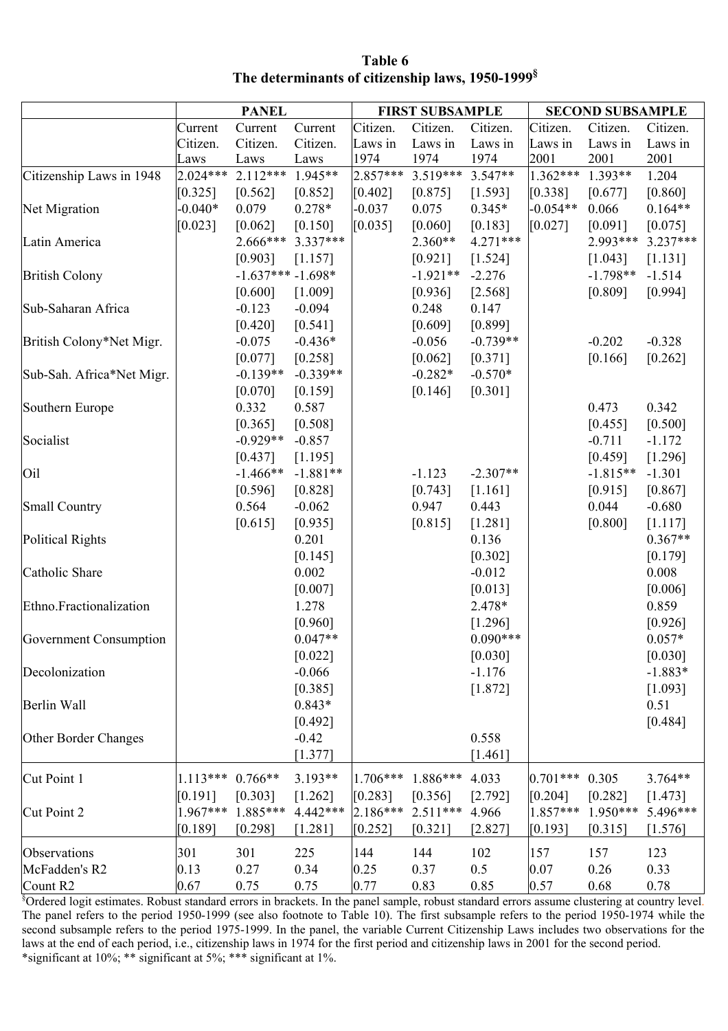**Table 6**
**The determinants of citizenship laws, 1950-1999[§]**

| | PANEL | | | FIRST SUBSAMPLE | | | SECOND SUBSAMPLE | | |
|---|---|---|---|---|---|---|---|---|---|
| | Current Citizen. Laws | Current Citizen. Laws | Current Citizen. Laws | Citizen. Laws in 1974 | Citizen. Laws in 1974 | Citizen. Laws in 1974 | Citizen. Laws in 2001 | Citizen. Laws in 2001 | Citizen. Laws in 2001 |
| Citizenship Laws in 1948 | 2.024*** | 2.112*** | 1.945** | 2.857*** | 3.519*** | 3.547** | 1.362*** | 1.393** | 1.204 |
| | [0.325] | [0.562] | [0.852] | [0.402] | [0.875] | [1.593] | [0.338] | [0.677] | [0.860] |
| Net Migration | -0.040* | 0.079 | 0.278* | -0.037 | 0.075 | 0.345* | -0.054** | 0.066 | 0.164** |
| | [0.023] | [0.062] | [0.150] | [0.035] | [0.060] | [0.183] | [0.027] | [0.091] | [0.075] |
| Latin America | | 2.666*** | 3.337*** | | 2.360** | 4.271*** | | 2.993*** | 3.237*** |
| | | [0.903] | [1.157] | | [0.921] | [1.524] | | [1.043] | [1.131] |
| British Colony | | -1.637*** | -1.698* | | -1.921** | -2.276 | | -1.798** | -1.514 |
| | | [0.600] | [1.009] | | [0.936] | [2.568] | | [0.809] | [0.994] |
| Sub-Saharan Africa | | -0.123 | -0.094 | | 0.248 | 0.147 | | | |
| | | [0.420] | [0.541] | | [0.609] | [0.899] | | | |
| British Colony*Net Migr. | | -0.075 | -0.436* | | -0.056 | -0.739** | | -0.202 | -0.328 |
| | | [0.077] | [0.258] | | [0.062] | [0.371] | | [0.166] | [0.262] |
| Sub-Sah. Africa*Net Migr. | | -0.139** | -0.339** | | -0.282* | -0.570* | | | |
| | | [0.070] | [0.159] | | [0.146] | [0.301] | | | |
| Southern Europe | | 0.332 | 0.587 | | | | | 0.473 | 0.342 |
| | | [0.365] | [0.508] | | | | | [0.455] | [0.500] |
| Socialist | | -0.929** | -0.857 | | | | | -0.711 | -1.172 |
| | | [0.437] | [1.195] | | | | | [0.459] | [1.296] |
| Oil | | -1.466** | -1.881** | | -1.123 | -2.307** | | -1.815** | -1.301 |
| | | [0.596] | [0.828] | | [0.743] | [1.161] | | [0.915] | [0.867] |
| Small Country | | 0.564 | -0.062 | | 0.947 | 0.443 | | 0.044 | -0.680 |
| | | [0.615] | [0.935] | | [0.815] | [1.281] | | [0.800] | [1.117] |
| Political Rights | | | 0.201 | | | 0.136 | | | 0.367** |
| | | | [0.145] | | | [0.302] | | | [0.179] |
| Catholic Share | | | 0.002 | | | -0.012 | | | 0.008 |
| | | | [0.007] | | | [0.013] | | | [0.006] |
| Ethno.Fractionalization | | | 1.278 | | | 2.478* | | | 0.859 |
| | | | [0.960] | | | [1.296] | | | [0.926] |
| Government Consumption | | | 0.047** | | | 0.090*** | | | 0.057* |
| | | | [0.022] | | | [0.030] | | | [0.030] |
| Decolonization | | | -0.066 | | | -1.176 | | | -1.883* |
| | | | [0.385] | | | [1.872] | | | [1.093] |
| Berlin Wall | | | 0.843* | | | | | | 0.51 |
| | | | [0.492] | | | | | | [0.484] |
| Other Border Changes | | | -0.42 | | | 0.558 | | | |
| | | | [1.377] | | | [1.461] | | | |
| Cut Point 1 | 1.113*** | 0.766** | 3.193** | 1.706*** | 1.886*** | 4.033 | 0.701*** | 0.305 | 3.764** |
| | [0.191] | [0.303] | [1.262] | [0.283] | [0.356] | [2.792] | [0.204] | [0.282] | [1.473] |
| Cut Point 2 | 1.967*** | 1.885*** | 4.442*** | 2.186*** | 2.511*** | 4.966 | 1.857*** | 1.950*** | 5.496*** |
| | [0.189] | [0.298] | [1.281] | [0.252] | [0.321] | [2.827] | [0.193] | [0.315] | [1.576] |
| Observations | 301 | 301 | 225 | 144 | 144 | 102 | 157 | 157 | 123 |
| McFadden's R2 | 0.13 | 0.27 | 0.34 | 0.25 | 0.37 | 0.5 | 0.07 | 0.26 | 0.33 |
| Count R2 | 0.67 | 0.75 | 0.75 | 0.77 | 0.83 | 0.85 | 0.57 | 0.68 | 0.78 |

[§]Ordered logit estimates. Robust standard errors in brackets. In the panel sample, robust standard errors assume clustering at country level. The panel refers to the period 1950-1999 (see also footnote to Table 10). The first subsample refers to the period 1950-1974 while the second subsample refers to the period 1975-1999. In the panel, the variable Current Citizenship Laws includes two observations for the laws at the end of each period, i.e., citizenship laws in 1974 for the first period and citizenship laws in 2001 for the second period.
*significant at 10%; ** significant at 5%; *** significant at 1%.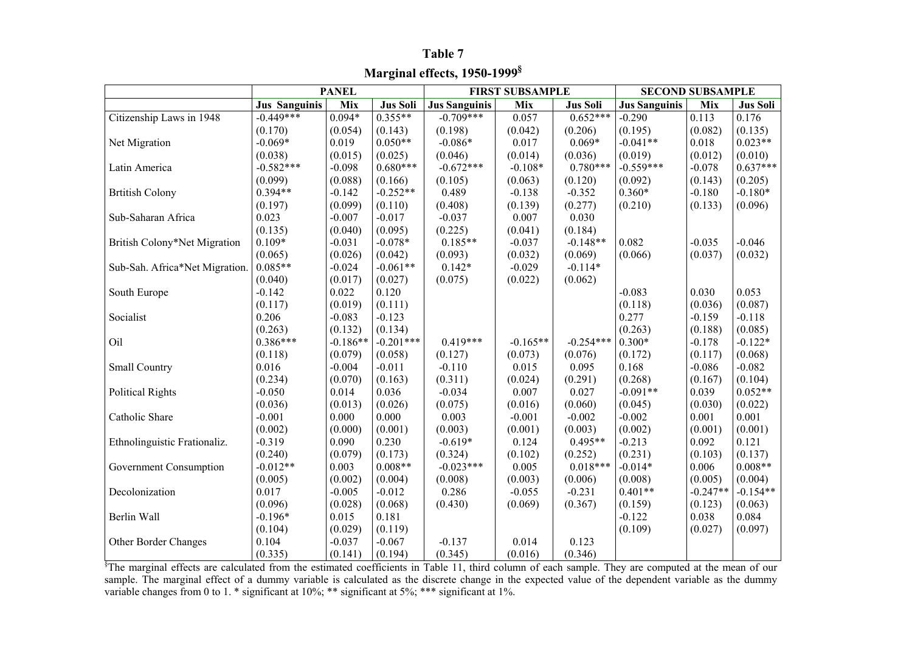# Table 7

## Marginal effects, 1950-1999§

| | PANEL | | | FIRST SUBSAMPLE | | | SECOND SUBSAMPLE | | |
|---|---|---|---|---|---|---|---|---|---|
| | **Jus Sanguinis** | **Mix** | **Jus Soli** | **Jus Sanguinis** | **Mix** | **Jus Soli** | **Jus Sanguinis** | **Mix** | **Jus Soli** |
| Citizenship Laws in 1948 | -0.449*** | 0.094* | 0.355** | -0.709*** | 0.057 | 0.652*** | -0.290 | 0.113 | 0.176 |
| | (0.170) | (0.054) | (0.143) | (0.198) | (0.042) | (0.206) | (0.195) | (0.082) | (0.135) |
| Net Migration | -0.069* | 0.019 | 0.050** | -0.086* | 0.017 | 0.069* | -0.041** | 0.018 | 0.023** |
| | (0.038) | (0.015) | (0.025) | (0.046) | (0.014) | (0.036) | (0.019) | (0.012) | (0.010) |
| Latin America | -0.582*** | -0.098 | 0.680*** | -0.672*** | -0.108* | 0.780*** | -0.559*** | -0.078 | 0.637*** |
| | (0.099) | (0.088) | (0.166) | (0.105) | (0.063) | (0.120) | (0.092) | (0.143) | (0.205) |
| Brtitish Colony | 0.394** | -0.142 | -0.252** | 0.489 | -0.138 | -0.352 | 0.360* | -0.180 | -0.180* |
| | (0.197) | (0.099) | (0.110) | (0.408) | (0.139) | (0.277) | (0.210) | (0.133) | (0.096) |
| Sub-Saharan Africa | 0.023 | -0.007 | -0.017 | -0.037 | 0.007 | 0.030 | | | |
| | (0.135) | (0.040) | (0.095) | (0.225) | (0.041) | (0.184) | | | |
| British Colony*Net Migration | 0.109* | -0.031 | -0.078* | 0.185** | -0.037 | -0.148** | 0.082 | -0.035 | -0.046 |
| | (0.065) | (0.026) | (0.042) | (0.093) | (0.032) | (0.069) | (0.066) | (0.037) | (0.032) |
| Sub-Sah. Africa*Net Migration. | 0.085** | -0.024 | -0.061** | 0.142* | -0.029 | -0.114* | | | |
| | (0.040) | (0.017) | (0.027) | (0.075) | (0.022) | (0.062) | | | |
| South Europe | -0.142 | 0.022 | 0.120 | | | | -0.083 | 0.030 | 0.053 |
| | (0.117) | (0.019) | (0.111) | | | | (0.118) | (0.036) | (0.087) |
| Socialist | 0.206 | -0.083 | -0.123 | | | | 0.277 | -0.159 | -0.118 |
| | (0.263) | (0.132) | (0.134) | | | | (0.263) | (0.188) | (0.085) |
| Oil | 0.386*** | -0.186** | -0.201*** | 0.419*** | -0.165** | -0.254*** | 0.300* | -0.178 | -0.122* |
| | (0.118) | (0.079) | (0.058) | (0.127) | (0.073) | (0.076) | (0.172) | (0.117) | (0.068) |
| Small Country | 0.016 | -0.004 | -0.011 | -0.110 | 0.015 | 0.095 | 0.168 | -0.086 | -0.082 |
| | (0.234) | (0.070) | (0.163) | (0.311) | (0.024) | (0.291) | (0.268) | (0.167) | (0.104) |
| Political Rights | -0.050 | 0.014 | 0.036 | -0.034 | 0.007 | 0.027 | -0.091** | 0.039 | 0.052** |
| | (0.036) | (0.013) | (0.026) | (0.075) | (0.016) | (0.060) | (0.045) | (0.030) | (0.022) |
| Catholic Share | -0.001 | 0.000 | 0.000 | 0.003 | -0.001 | -0.002 | -0.002 | 0.001 | 0.001 |
| | (0.002) | (0.000) | (0.001) | (0.003) | (0.001) | (0.003) | (0.002) | (0.001) | (0.001) |
| Ethnolinguistic Frationaliz. | -0.319 | 0.090 | 0.230 | -0.619* | 0.124 | 0.495** | -0.213 | 0.092 | 0.121 |
| | (0.240) | (0.079) | (0.173) | (0.324) | (0.102) | (0.252) | (0.231) | (0.103) | (0.137) |
| Government Consumption | -0.012** | 0.003 | 0.008** | -0.023*** | 0.005 | 0.018*** | -0.014* | 0.006 | 0.008** |
| | (0.005) | (0.002) | (0.004) | (0.008) | (0.003) | (0.006) | (0.008) | (0.005) | (0.004) |
| Decolonization | 0.017 | -0.005 | -0.012 | 0.286 | -0.055 | -0.231 | 0.401** | -0.247** | -0.154** |
| | (0.096) | (0.028) | (0.068) | (0.430) | (0.069) | (0.367) | (0.159) | (0.123) | (0.063) |
| Berlin Wall | -0.196* | 0.015 | 0.181 | | | | -0.122 | 0.038 | 0.084 |
| | (0.104) | (0.029) | (0.119) | | | | (0.109) | (0.027) | (0.097) |
| Other Border Changes | 0.104 | -0.037 | -0.067 | -0.137 | 0.014 | 0.123 | | | |
| | (0.335) | (0.141) | (0.194) | (0.345) | (0.016) | (0.346) | | | |

§The marginal effects are calculated from the estimated coefficients in Table 11, third column of each sample. They are computed at the mean of our sample. The marginal effect of a dummy variable is calculated as the discrete change in the expected value of the dependent variable as the dummy variable changes from 0 to 1. * significant at 10%; ** significant at 5%; *** significant at 1%.